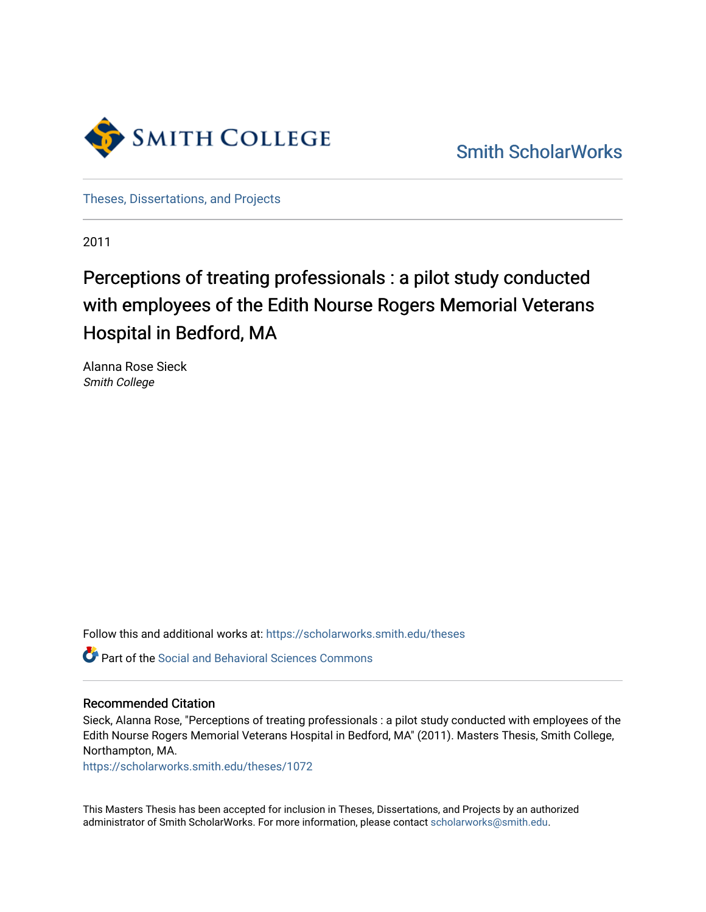Smith College

Smith ScholarWorks

Theses, Dissertations, and Projects

2011

# Perceptions of treating professionals : a pilot study conducted with employees of the Edith Nourse Rogers Memorial Veterans Hospital in Bedford, MA

Alanna Rose Sieck
*Smith College*

Follow this and additional works at: https://scholarworks.smith.edu/theses

Part of the Social and Behavioral Sciences Commons

## Recommended Citation

Sieck, Alanna Rose, "Perceptions of treating professionals : a pilot study conducted with employees of the Edith Nourse Rogers Memorial Veterans Hospital in Bedford, MA" (2011). Masters Thesis, Smith College, Northampton, MA.
https://scholarworks.smith.edu/theses/1072

This Masters Thesis has been accepted for inclusion in Theses, Dissertations, and Projects by an authorized administrator of Smith ScholarWorks. For more information, please contact scholarworks@smith.edu.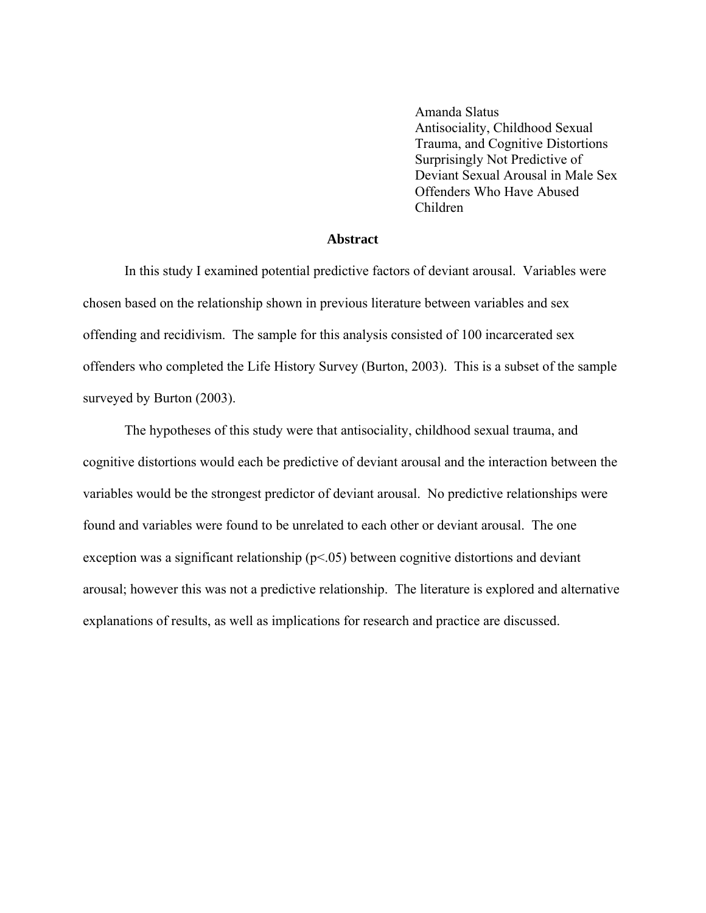Amanda Slatus
Antisociality, Childhood Sexual Trauma, and Cognitive Distortions Surprisingly Not Predictive of Deviant Sexual Arousal in Male Sex Offenders Who Have Abused Children

## Abstract

In this study I examined potential predictive factors of deviant arousal. Variables were chosen based on the relationship shown in previous literature between variables and sex offending and recidivism. The sample for this analysis consisted of 100 incarcerated sex offenders who completed the Life History Survey (Burton, 2003). This is a subset of the sample surveyed by Burton (2003).

The hypotheses of this study were that antisociality, childhood sexual trauma, and cognitive distortions would each be predictive of deviant arousal and the interaction between the variables would be the strongest predictor of deviant arousal. No predictive relationships were found and variables were found to be unrelated to each other or deviant arousal. The one exception was a significant relationship ($p<.05$) between cognitive distortions and deviant arousal; however this was not a predictive relationship. The literature is explored and alternative explanations of results, as well as implications for research and practice are discussed.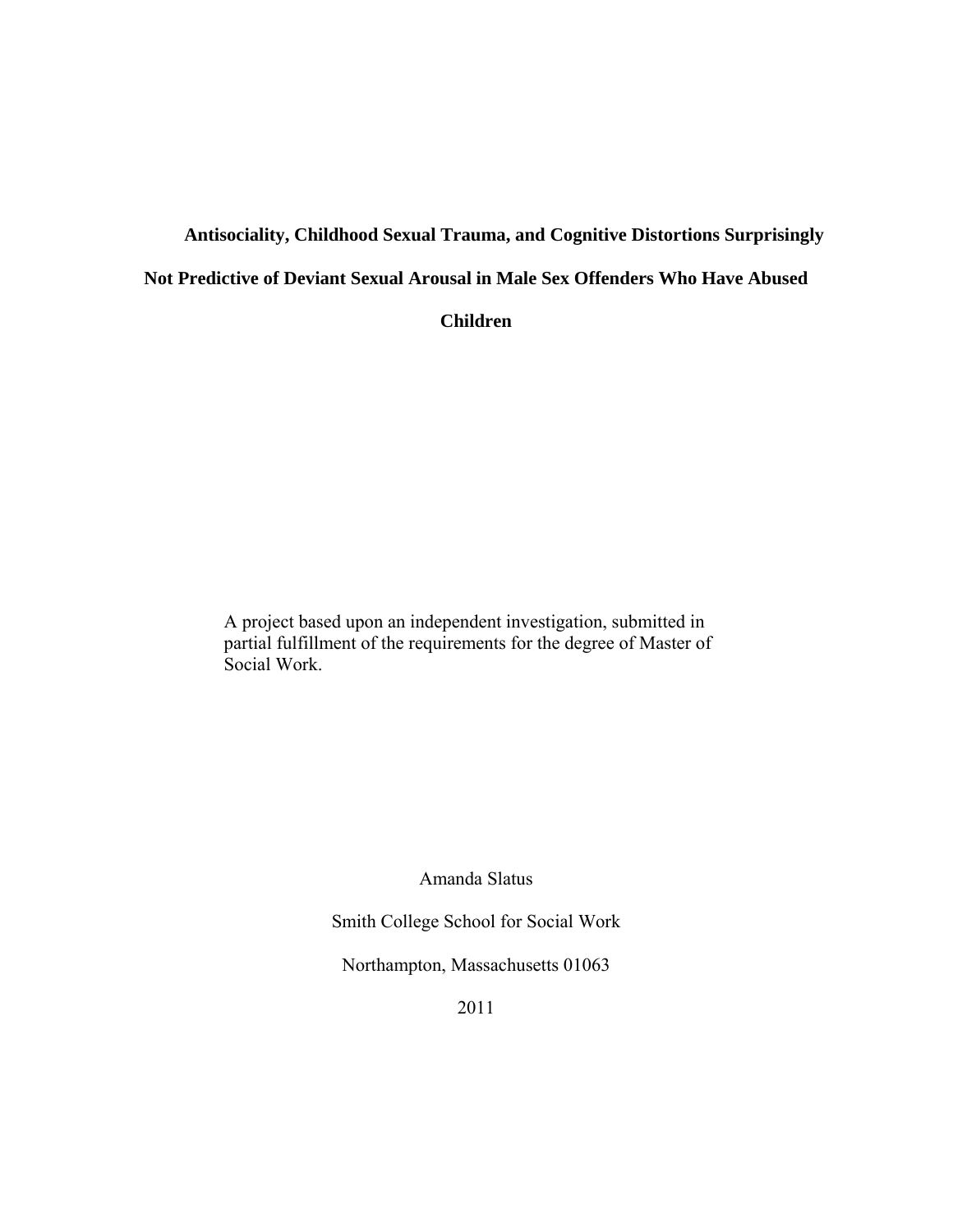# Antisociality, Childhood Sexual Trauma, and Cognitive Distortions Surprisingly Not Predictive of Deviant Sexual Arousal in Male Sex Offenders Who Have Abused Children

A project based upon an independent investigation, submitted in partial fulfillment of the requirements for the degree of Master of Social Work.

Amanda Slatus

Smith College School for Social Work

Northampton, Massachusetts 01063

2011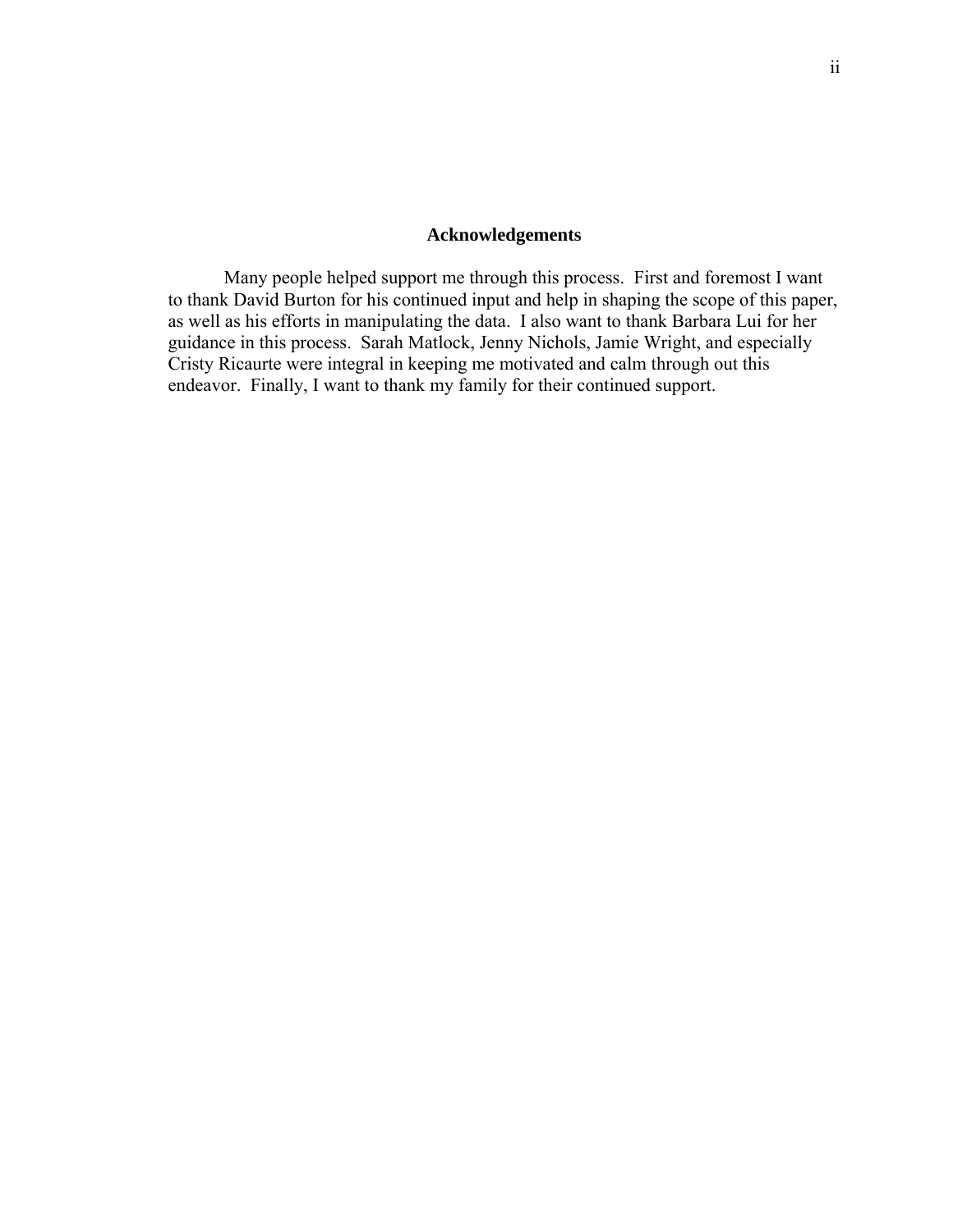## Acknowledgements

Many people helped support me through this process. First and foremost I want to thank David Burton for his continued input and help in shaping the scope of this paper, as well as his efforts in manipulating the data. I also want to thank Barbara Lui for her guidance in this process. Sarah Matlock, Jenny Nichols, Jamie Wright, and especially Cristy Ricaurte were integral in keeping me motivated and calm through out this endeavor. Finally, I want to thank my family for their continued support.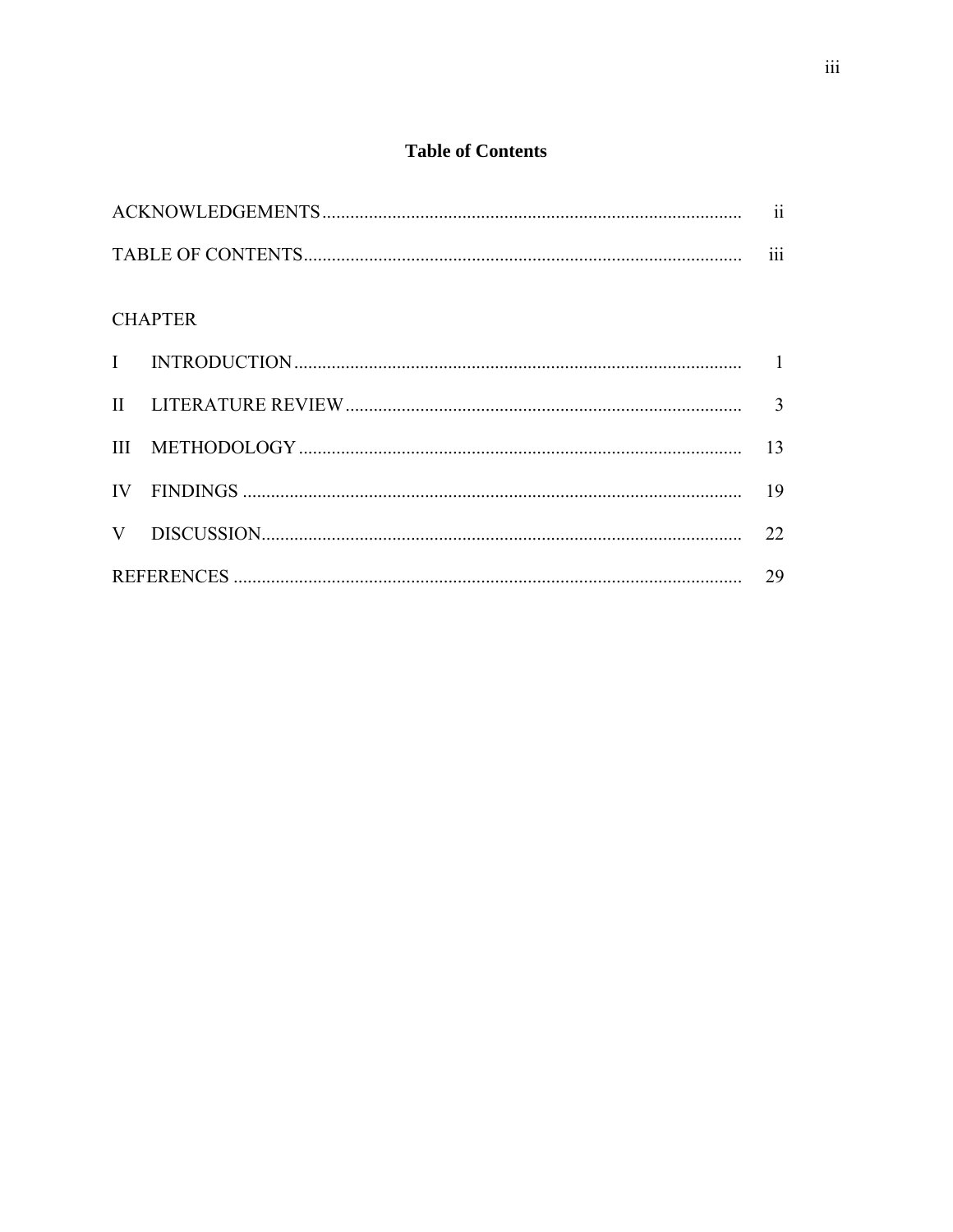# Table of Contents

| | | |
|---|---|---|
| ACKNOWLEDGEMENTS | | ii |
| TABLE OF CONTENTS | | iii |
| CHAPTER | | |
| I | INTRODUCTION | 1 |
| II | LITERATURE REVIEW | 3 |
| III | METHODOLOGY | 13 |
| IV | FINDINGS | 19 |
| V | DISCUSSION | 22 |
| REFERENCES | | 29 |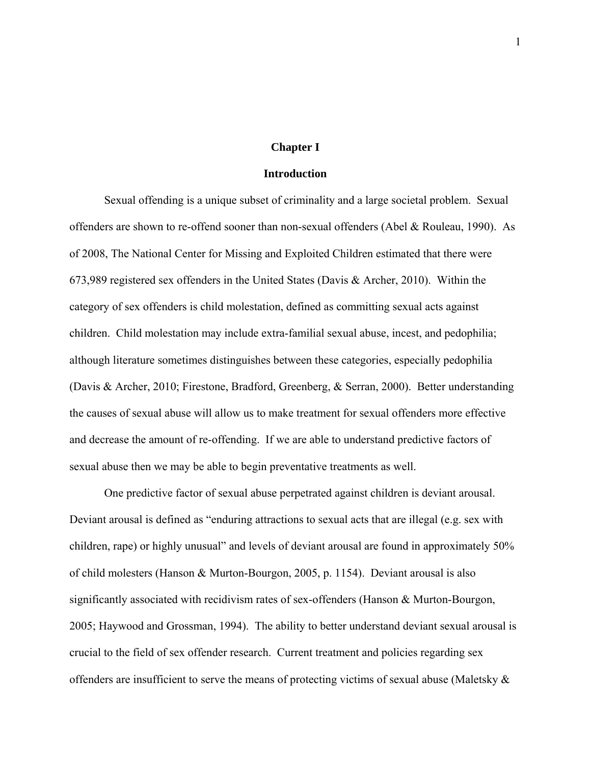# Chapter I

## Introduction

Sexual offending is a unique subset of criminality and a large societal problem. Sexual offenders are shown to re-offend sooner than non-sexual offenders (Abel & Rouleau, 1990). As of 2008, The National Center for Missing and Exploited Children estimated that there were 673,989 registered sex offenders in the United States (Davis & Archer, 2010). Within the category of sex offenders is child molestation, defined as committing sexual acts against children. Child molestation may include extra-familial sexual abuse, incest, and pedophilia; although literature sometimes distinguishes between these categories, especially pedophilia (Davis & Archer, 2010; Firestone, Bradford, Greenberg, & Serran, 2000). Better understanding the causes of sexual abuse will allow us to make treatment for sexual offenders more effective and decrease the amount of re-offending. If we are able to understand predictive factors of sexual abuse then we may be able to begin preventative treatments as well.

One predictive factor of sexual abuse perpetrated against children is deviant arousal. Deviant arousal is defined as "enduring attractions to sexual acts that are illegal (e.g. sex with children, rape) or highly unusual" and levels of deviant arousal are found in approximately 50% of child molesters (Hanson & Murton-Bourgon, 2005, p. 1154). Deviant arousal is also significantly associated with recidivism rates of sex-offenders (Hanson & Murton-Bourgon, 2005; Haywood and Grossman, 1994). The ability to better understand deviant sexual arousal is crucial to the field of sex offender research. Current treatment and policies regarding sex offenders are insufficient to serve the means of protecting victims of sexual abuse (Maletsky &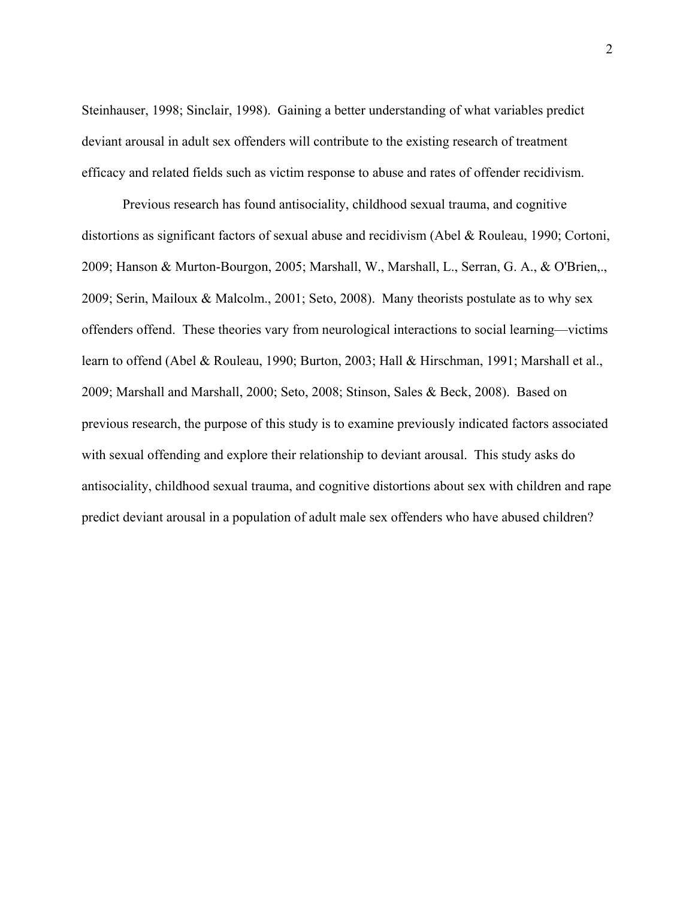Steinhauser, 1998; Sinclair, 1998). Gaining a better understanding of what variables predict deviant arousal in adult sex offenders will contribute to the existing research of treatment efficacy and related fields such as victim response to abuse and rates of offender recidivism.

Previous research has found antisociality, childhood sexual trauma, and cognitive distortions as significant factors of sexual abuse and recidivism (Abel & Rouleau, 1990; Cortoni, 2009; Hanson & Murton-Bourgon, 2005; Marshall, W., Marshall, L., Serran, G. A., & O'Brien,., 2009; Serin, Mailoux & Malcolm., 2001; Seto, 2008). Many theorists postulate as to why sex offenders offend. These theories vary from neurological interactions to social learning—victims learn to offend (Abel & Rouleau, 1990; Burton, 2003; Hall & Hirschman, 1991; Marshall et al., 2009; Marshall and Marshall, 2000; Seto, 2008; Stinson, Sales & Beck, 2008). Based on previous research, the purpose of this study is to examine previously indicated factors associated with sexual offending and explore their relationship to deviant arousal. This study asks do antisociality, childhood sexual trauma, and cognitive distortions about sex with children and rape predict deviant arousal in a population of adult male sex offenders who have abused children?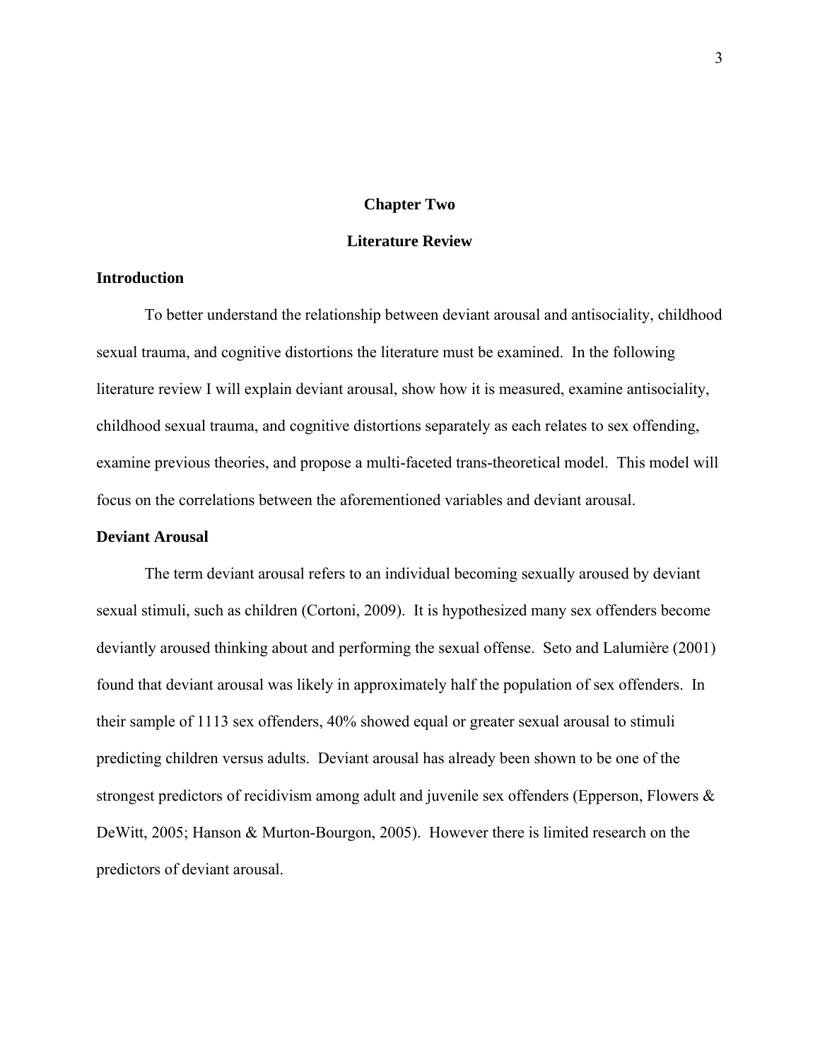# Chapter Two

# Literature Review

## Introduction

To better understand the relationship between deviant arousal and antisociality, childhood sexual trauma, and cognitive distortions the literature must be examined. In the following literature review I will explain deviant arousal, show how it is measured, examine antisociality, childhood sexual trauma, and cognitive distortions separately as each relates to sex offending, examine previous theories, and propose a multi-faceted trans-theoretical model. This model will focus on the correlations between the aforementioned variables and deviant arousal.

## Deviant Arousal

The term deviant arousal refers to an individual becoming sexually aroused by deviant sexual stimuli, such as children (Cortoni, 2009). It is hypothesized many sex offenders become deviantly aroused thinking about and performing the sexual offense. Seto and Lalumière (2001) found that deviant arousal was likely in approximately half the population of sex offenders. In their sample of 1113 sex offenders, 40% showed equal or greater sexual arousal to stimuli predicting children versus adults. Deviant arousal has already been shown to be one of the strongest predictors of recidivism among adult and juvenile sex offenders (Epperson, Flowers & DeWitt, 2005; Hanson & Murton-Bourgon, 2005). However there is limited research on the predictors of deviant arousal.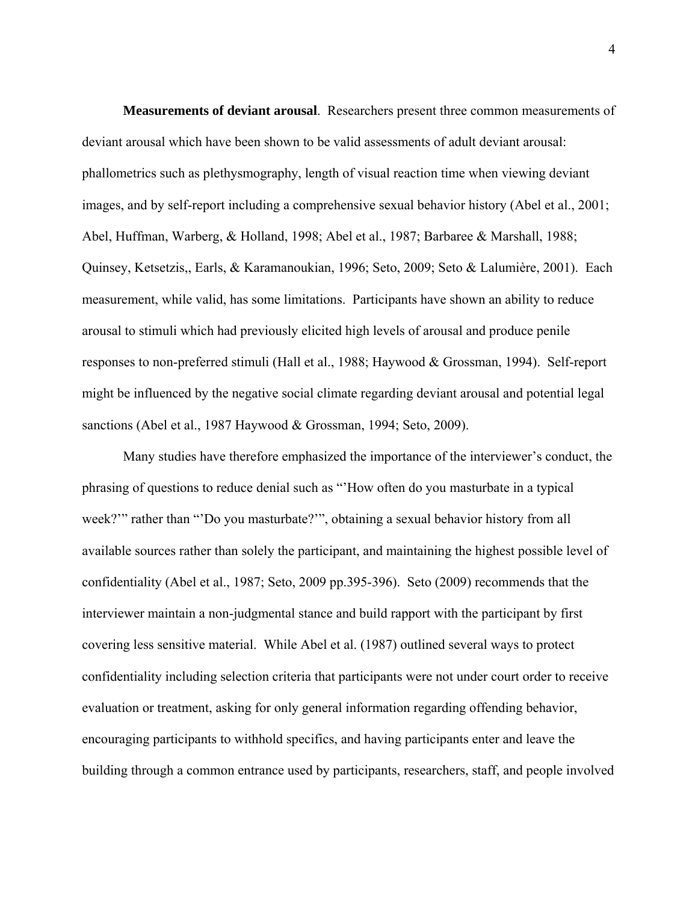**Measurements of deviant arousal**. Researchers present three common measurements of deviant arousal which have been shown to be valid assessments of adult deviant arousal: phallometrics such as plethysmography, length of visual reaction time when viewing deviant images, and by self-report including a comprehensive sexual behavior history (Abel et al., 2001; Abel, Huffman, Warberg, & Holland, 1998; Abel et al., 1987; Barbaree & Marshall, 1988; Quinsey, Ketsetzis,, Earls, & Karamanoukian, 1996; Seto, 2009; Seto & Lalumière, 2001). Each measurement, while valid, has some limitations. Participants have shown an ability to reduce arousal to stimuli which had previously elicited high levels of arousal and produce penile responses to non-preferred stimuli (Hall et al., 1988; Haywood & Grossman, 1994). Self-report might be influenced by the negative social climate regarding deviant arousal and potential legal sanctions (Abel et al., 1987 Haywood & Grossman, 1994; Seto, 2009).

Many studies have therefore emphasized the importance of the interviewer's conduct, the phrasing of questions to reduce denial such as "'How often do you masturbate in a typical week?'" rather than "'Do you masturbate?'", obtaining a sexual behavior history from all available sources rather than solely the participant, and maintaining the highest possible level of confidentiality (Abel et al., 1987; Seto, 2009 pp.395-396). Seto (2009) recommends that the interviewer maintain a non-judgmental stance and build rapport with the participant by first covering less sensitive material. While Abel et al. (1987) outlined several ways to protect confidentiality including selection criteria that participants were not under court order to receive evaluation or treatment, asking for only general information regarding offending behavior, encouraging participants to withhold specifics, and having participants enter and leave the building through a common entrance used by participants, researchers, staff, and people involved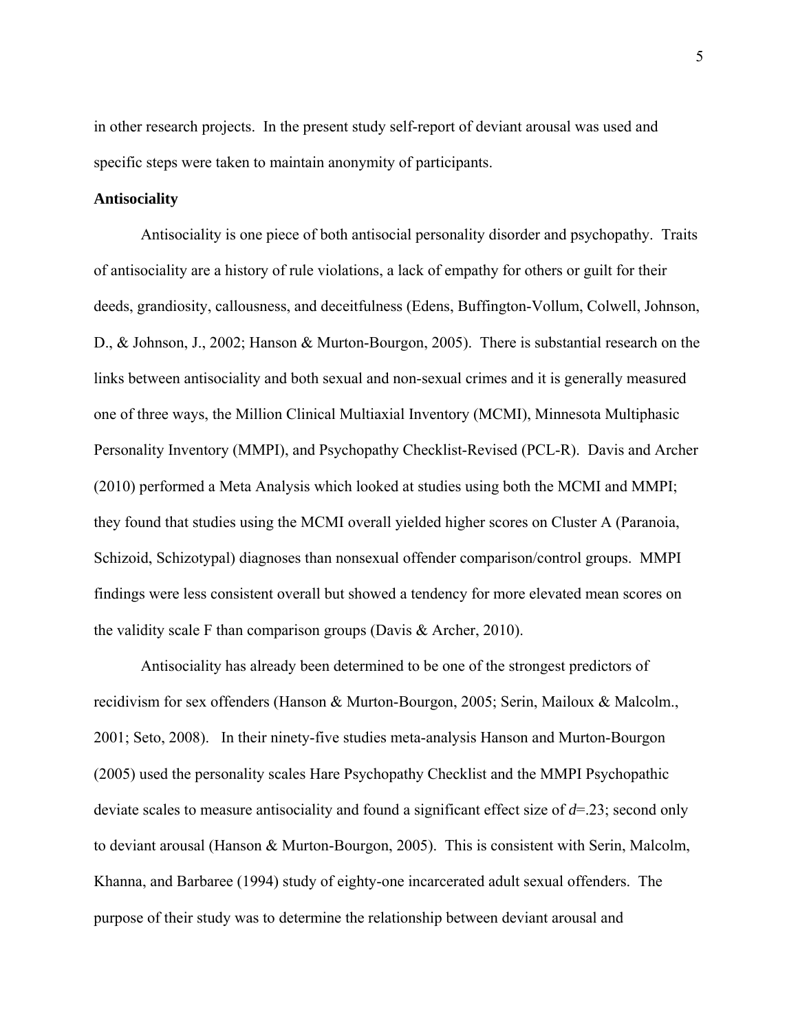in other research projects. In the present study self-report of deviant arousal was used and specific steps were taken to maintain anonymity of participants.

**Antisociality**

Antisociality is one piece of both antisocial personality disorder and psychopathy. Traits of antisociality are a history of rule violations, a lack of empathy for others or guilt for their deeds, grandiosity, callousness, and deceitfulness (Edens, Buffington-Vollum, Colwell, Johnson, D., & Johnson, J., 2002; Hanson & Murton-Bourgon, 2005). There is substantial research on the links between antisociality and both sexual and non-sexual crimes and it is generally measured one of three ways, the Million Clinical Multiaxial Inventory (MCMI), Minnesota Multiphasic Personality Inventory (MMPI), and Psychopathy Checklist-Revised (PCL-R). Davis and Archer (2010) performed a Meta Analysis which looked at studies using both the MCMI and MMPI; they found that studies using the MCMI overall yielded higher scores on Cluster A (Paranoia, Schizoid, Schizotypal) diagnoses than nonsexual offender comparison/control groups. MMPI findings were less consistent overall but showed a tendency for more elevated mean scores on the validity scale F than comparison groups (Davis & Archer, 2010).

Antisociality has already been determined to be one of the strongest predictors of recidivism for sex offenders (Hanson & Murton-Bourgon, 2005; Serin, Mailoux & Malcolm., 2001; Seto, 2008). In their ninety-five studies meta-analysis Hanson and Murton-Bourgon (2005) used the personality scales Hare Psychopathy Checklist and the MMPI Psychopathic deviate scales to measure antisociality and found a significant effect size of $d$=.23; second only to deviant arousal (Hanson & Murton-Bourgon, 2005). This is consistent with Serin, Malcolm, Khanna, and Barbaree (1994) study of eighty-one incarcerated adult sexual offenders. The purpose of their study was to determine the relationship between deviant arousal and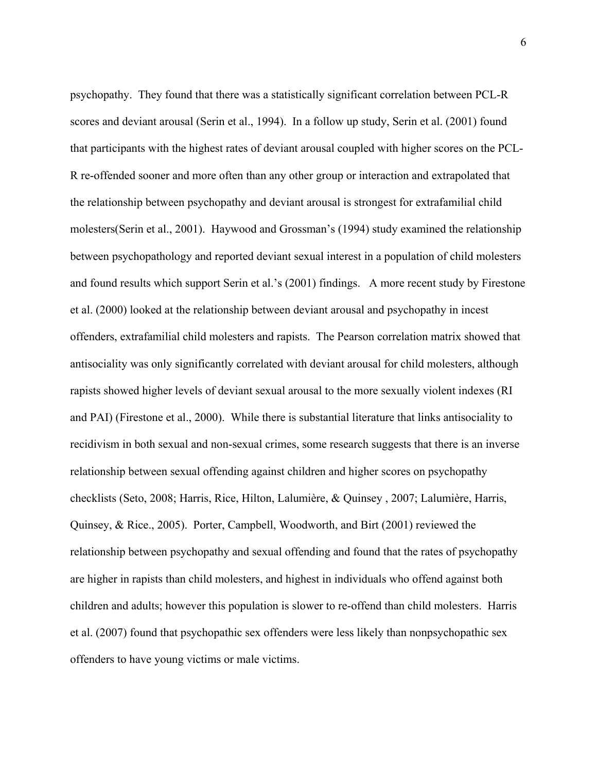psychopathy. They found that there was a statistically significant correlation between PCL-R scores and deviant arousal (Serin et al., 1994). In a follow up study, Serin et al. (2001) found that participants with the highest rates of deviant arousal coupled with higher scores on the PCL-R re-offended sooner and more often than any other group or interaction and extrapolated that the relationship between psychopathy and deviant arousal is strongest for extrafamilial child molesters(Serin et al., 2001). Haywood and Grossman's (1994) study examined the relationship between psychopathology and reported deviant sexual interest in a population of child molesters and found results which support Serin et al.'s (2001) findings. A more recent study by Firestone et al. (2000) looked at the relationship between deviant arousal and psychopathy in incest offenders, extrafamilial child molesters and rapists. The Pearson correlation matrix showed that antisociality was only significantly correlated with deviant arousal for child molesters, although rapists showed higher levels of deviant sexual arousal to the more sexually violent indexes (RI and PAI) (Firestone et al., 2000). While there is substantial literature that links antisociality to recidivism in both sexual and non-sexual crimes, some research suggests that there is an inverse relationship between sexual offending against children and higher scores on psychopathy checklists (Seto, 2008; Harris, Rice, Hilton, Lalumière, & Quinsey , 2007; Lalumière, Harris, Quinsey, & Rice., 2005). Porter, Campbell, Woodworth, and Birt (2001) reviewed the relationship between psychopathy and sexual offending and found that the rates of psychopathy are higher in rapists than child molesters, and highest in individuals who offend against both children and adults; however this population is slower to re-offend than child molesters. Harris et al. (2007) found that psychopathic sex offenders were less likely than nonpsychopathic sex offenders to have young victims or male victims.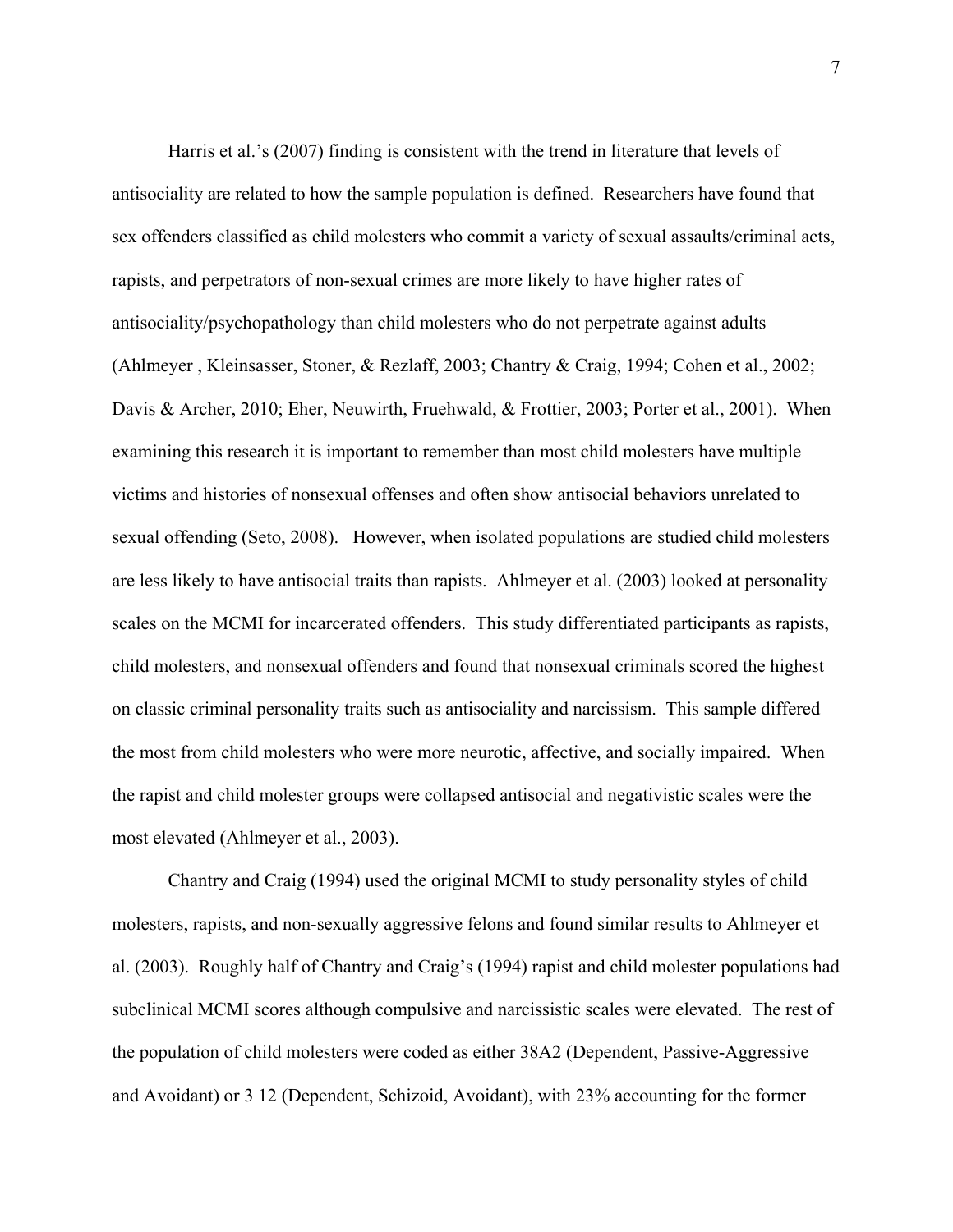Harris et al.'s (2007) finding is consistent with the trend in literature that levels of antisociality are related to how the sample population is defined. Researchers have found that sex offenders classified as child molesters who commit a variety of sexual assaults/criminal acts, rapists, and perpetrators of non-sexual crimes are more likely to have higher rates of antisociality/psychopathology than child molesters who do not perpetrate against adults (Ahlmeyer , Kleinsasser, Stoner, & Rezlaff, 2003; Chantry & Craig, 1994; Cohen et al., 2002; Davis & Archer, 2010; Eher, Neuwirth, Fruehwald, & Frottier, 2003; Porter et al., 2001). When examining this research it is important to remember than most child molesters have multiple victims and histories of nonsexual offenses and often show antisocial behaviors unrelated to sexual offending (Seto, 2008). However, when isolated populations are studied child molesters are less likely to have antisocial traits than rapists. Ahlmeyer et al. (2003) looked at personality scales on the MCMI for incarcerated offenders. This study differentiated participants as rapists, child molesters, and nonsexual offenders and found that nonsexual criminals scored the highest on classic criminal personality traits such as antisociality and narcissism. This sample differed the most from child molesters who were more neurotic, affective, and socially impaired. When the rapist and child molester groups were collapsed antisocial and negativistic scales were the most elevated (Ahlmeyer et al., 2003).

Chantry and Craig (1994) used the original MCMI to study personality styles of child molesters, rapists, and non-sexually aggressive felons and found similar results to Ahlmeyer et al. (2003). Roughly half of Chantry and Craig's (1994) rapist and child molester populations had subclinical MCMI scores although compulsive and narcissistic scales were elevated. The rest of the population of child molesters were coded as either 38A2 (Dependent, Passive-Aggressive and Avoidant) or 3 12 (Dependent, Schizoid, Avoidant), with 23% accounting for the former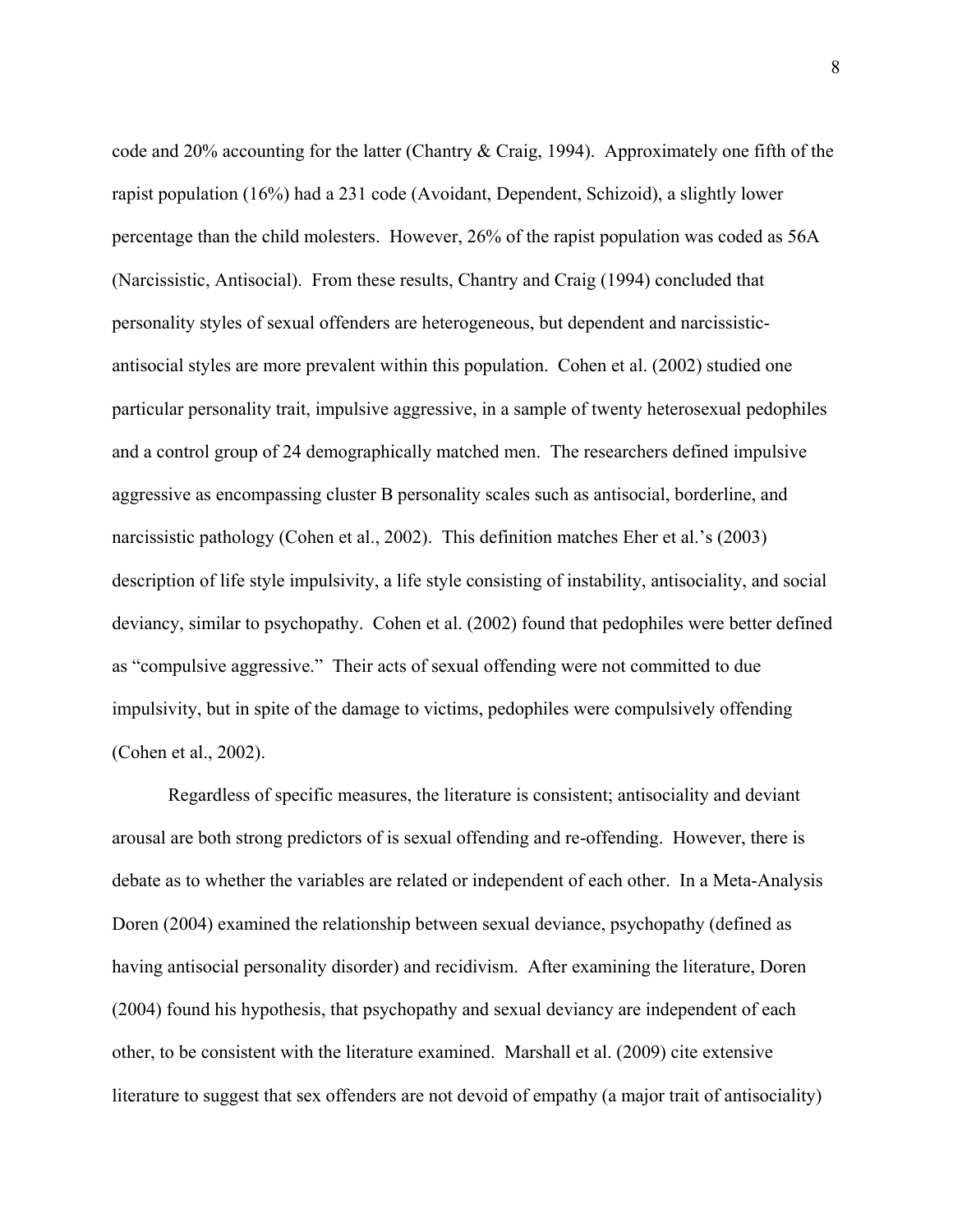code and 20% accounting for the latter (Chantry & Craig, 1994). Approximately one fifth of the rapist population (16%) had a 231 code (Avoidant, Dependent, Schizoid), a slightly lower percentage than the child molesters. However, 26% of the rapist population was coded as 56A (Narcissistic, Antisocial). From these results, Chantry and Craig (1994) concluded that personality styles of sexual offenders are heterogeneous, but dependent and narcissistic-antisocial styles are more prevalent within this population. Cohen et al. (2002) studied one particular personality trait, impulsive aggressive, in a sample of twenty heterosexual pedophiles and a control group of 24 demographically matched men. The researchers defined impulsive aggressive as encompassing cluster B personality scales such as antisocial, borderline, and narcissistic pathology (Cohen et al., 2002). This definition matches Eher et al.'s (2003) description of life style impulsivity, a life style consisting of instability, antisociality, and social deviancy, similar to psychopathy. Cohen et al. (2002) found that pedophiles were better defined as "compulsive aggressive." Their acts of sexual offending were not committed to due impulsivity, but in spite of the damage to victims, pedophiles were compulsively offending (Cohen et al., 2002).

Regardless of specific measures, the literature is consistent; antisociality and deviant arousal are both strong predictors of is sexual offending and re-offending. However, there is debate as to whether the variables are related or independent of each other. In a Meta-Analysis Doren (2004) examined the relationship between sexual deviance, psychopathy (defined as having antisocial personality disorder) and recidivism. After examining the literature, Doren (2004) found his hypothesis, that psychopathy and sexual deviancy are independent of each other, to be consistent with the literature examined. Marshall et al. (2009) cite extensive literature to suggest that sex offenders are not devoid of empathy (a major trait of antisociality)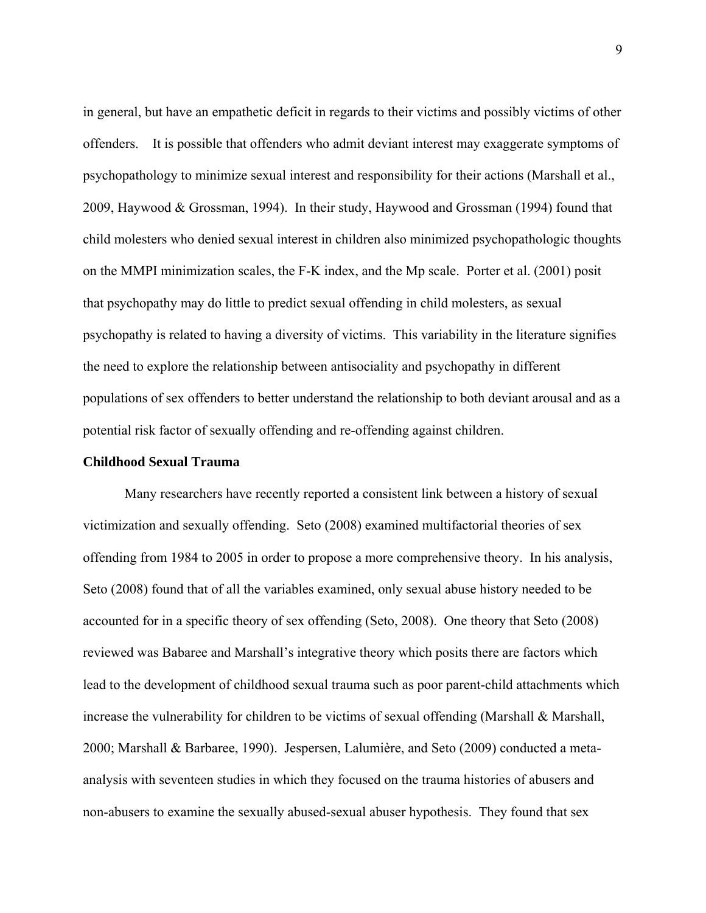in general, but have an empathetic deficit in regards to their victims and possibly victims of other offenders. It is possible that offenders who admit deviant interest may exaggerate symptoms of psychopathology to minimize sexual interest and responsibility for their actions (Marshall et al., 2009, Haywood & Grossman, 1994). In their study, Haywood and Grossman (1994) found that child molesters who denied sexual interest in children also minimized psychopathologic thoughts on the MMPI minimization scales, the F-K index, and the Mp scale. Porter et al. (2001) posit that psychopathy may do little to predict sexual offending in child molesters, as sexual psychopathy is related to having a diversity of victims. This variability in the literature signifies the need to explore the relationship between antisociality and psychopathy in different populations of sex offenders to better understand the relationship to both deviant arousal and as a potential risk factor of sexually offending and re-offending against children.

**Childhood Sexual Trauma**

Many researchers have recently reported a consistent link between a history of sexual victimization and sexually offending. Seto (2008) examined multifactorial theories of sex offending from 1984 to 2005 in order to propose a more comprehensive theory. In his analysis, Seto (2008) found that of all the variables examined, only sexual abuse history needed to be accounted for in a specific theory of sex offending (Seto, 2008). One theory that Seto (2008) reviewed was Babaree and Marshall's integrative theory which posits there are factors which lead to the development of childhood sexual trauma such as poor parent-child attachments which increase the vulnerability for children to be victims of sexual offending (Marshall & Marshall, 2000; Marshall & Barbaree, 1990). Jespersen, Lalumière, and Seto (2009) conducted a meta-analysis with seventeen studies in which they focused on the trauma histories of abusers and non-abusers to examine the sexually abused-sexual abuser hypothesis. They found that sex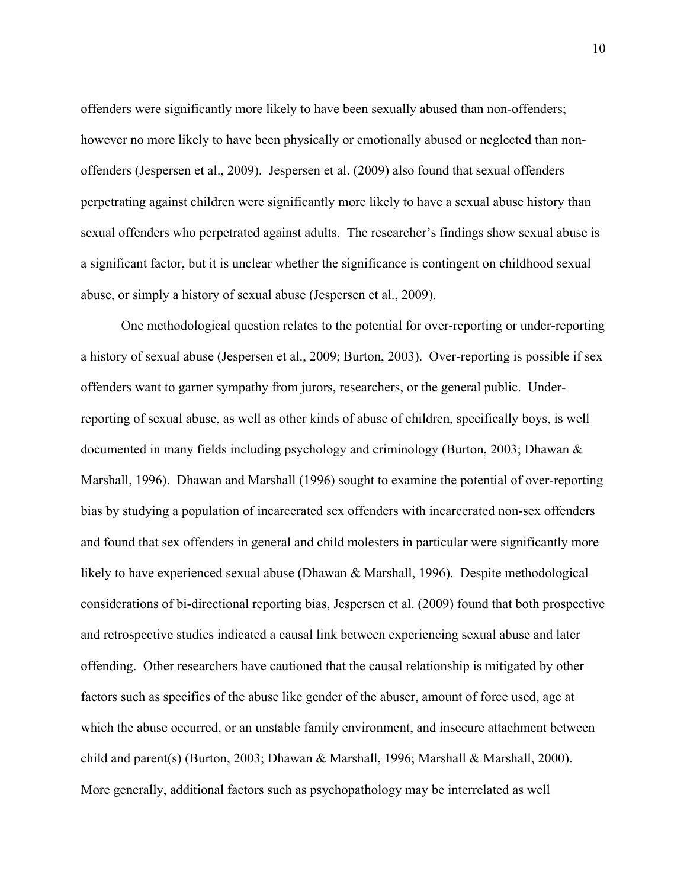offenders were significantly more likely to have been sexually abused than non-offenders; however no more likely to have been physically or emotionally abused or neglected than non-offenders (Jespersen et al., 2009). Jespersen et al. (2009) also found that sexual offenders perpetrating against children were significantly more likely to have a sexual abuse history than sexual offenders who perpetrated against adults. The researcher's findings show sexual abuse is a significant factor, but it is unclear whether the significance is contingent on childhood sexual abuse, or simply a history of sexual abuse (Jespersen et al., 2009).

One methodological question relates to the potential for over-reporting or under-reporting a history of sexual abuse (Jespersen et al., 2009; Burton, 2003). Over-reporting is possible if sex offenders want to garner sympathy from jurors, researchers, or the general public. Under-reporting of sexual abuse, as well as other kinds of abuse of children, specifically boys, is well documented in many fields including psychology and criminology (Burton, 2003; Dhawan & Marshall, 1996). Dhawan and Marshall (1996) sought to examine the potential of over-reporting bias by studying a population of incarcerated sex offenders with incarcerated non-sex offenders and found that sex offenders in general and child molesters in particular were significantly more likely to have experienced sexual abuse (Dhawan & Marshall, 1996). Despite methodological considerations of bi-directional reporting bias, Jespersen et al. (2009) found that both prospective and retrospective studies indicated a causal link between experiencing sexual abuse and later offending. Other researchers have cautioned that the causal relationship is mitigated by other factors such as specifics of the abuse like gender of the abuser, amount of force used, age at which the abuse occurred, or an unstable family environment, and insecure attachment between child and parent(s) (Burton, 2003; Dhawan & Marshall, 1996; Marshall & Marshall, 2000). More generally, additional factors such as psychopathology may be interrelated as well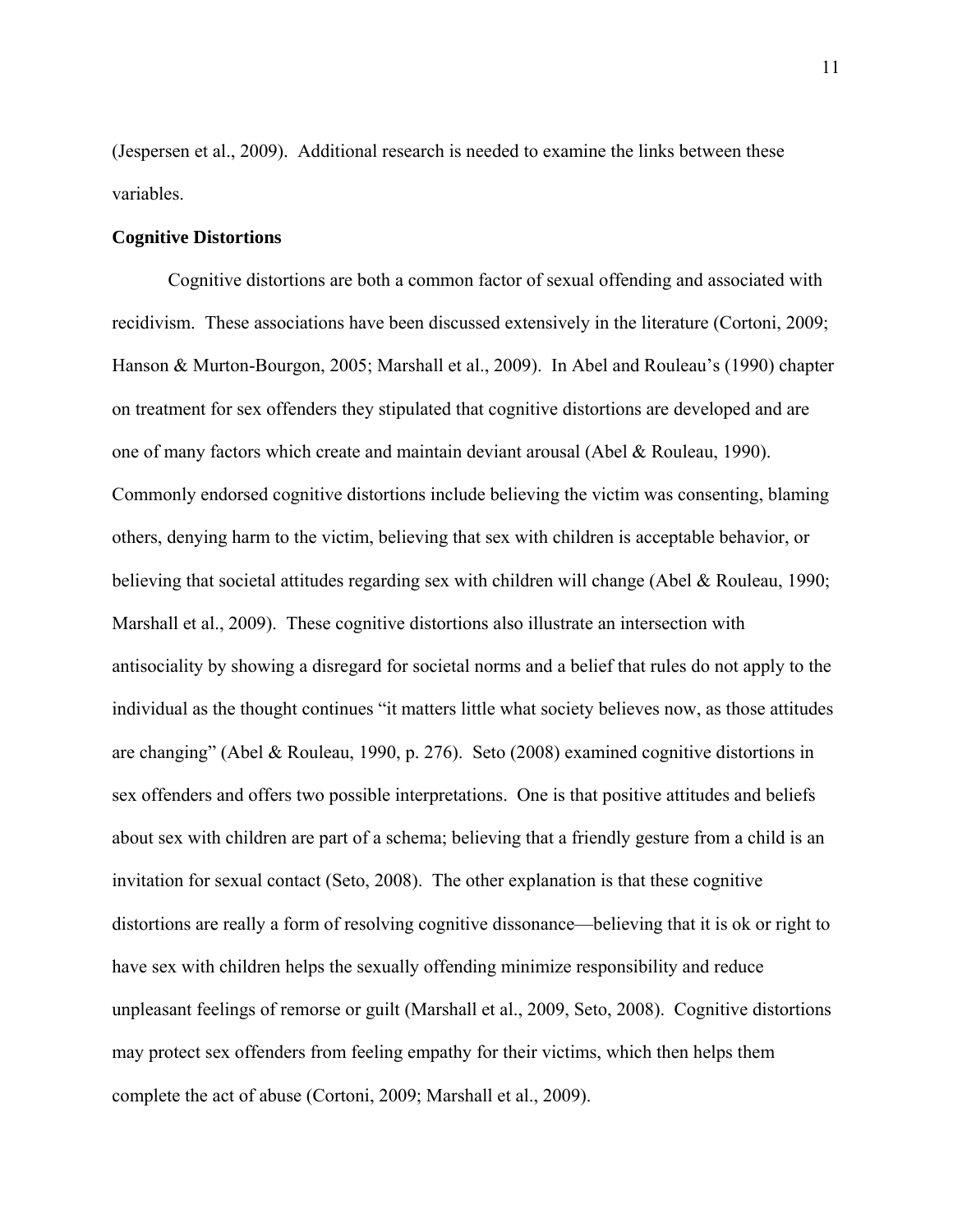(Jespersen et al., 2009). Additional research is needed to examine the links between these variables.

### Cognitive Distortions

Cognitive distortions are both a common factor of sexual offending and associated with recidivism. These associations have been discussed extensively in the literature (Cortoni, 2009; Hanson & Murton-Bourgon, 2005; Marshall et al., 2009). In Abel and Rouleau's (1990) chapter on treatment for sex offenders they stipulated that cognitive distortions are developed and are one of many factors which create and maintain deviant arousal (Abel & Rouleau, 1990). Commonly endorsed cognitive distortions include believing the victim was consenting, blaming others, denying harm to the victim, believing that sex with children is acceptable behavior, or believing that societal attitudes regarding sex with children will change (Abel & Rouleau, 1990; Marshall et al., 2009). These cognitive distortions also illustrate an intersection with antisociality by showing a disregard for societal norms and a belief that rules do not apply to the individual as the thought continues "it matters little what society believes now, as those attitudes are changing" (Abel & Rouleau, 1990, p. 276). Seto (2008) examined cognitive distortions in sex offenders and offers two possible interpretations. One is that positive attitudes and beliefs about sex with children are part of a schema; believing that a friendly gesture from a child is an invitation for sexual contact (Seto, 2008). The other explanation is that these cognitive distortions are really a form of resolving cognitive dissonance—believing that it is ok or right to have sex with children helps the sexually offending minimize responsibility and reduce unpleasant feelings of remorse or guilt (Marshall et al., 2009, Seto, 2008). Cognitive distortions may protect sex offenders from feeling empathy for their victims, which then helps them complete the act of abuse (Cortoni, 2009; Marshall et al., 2009).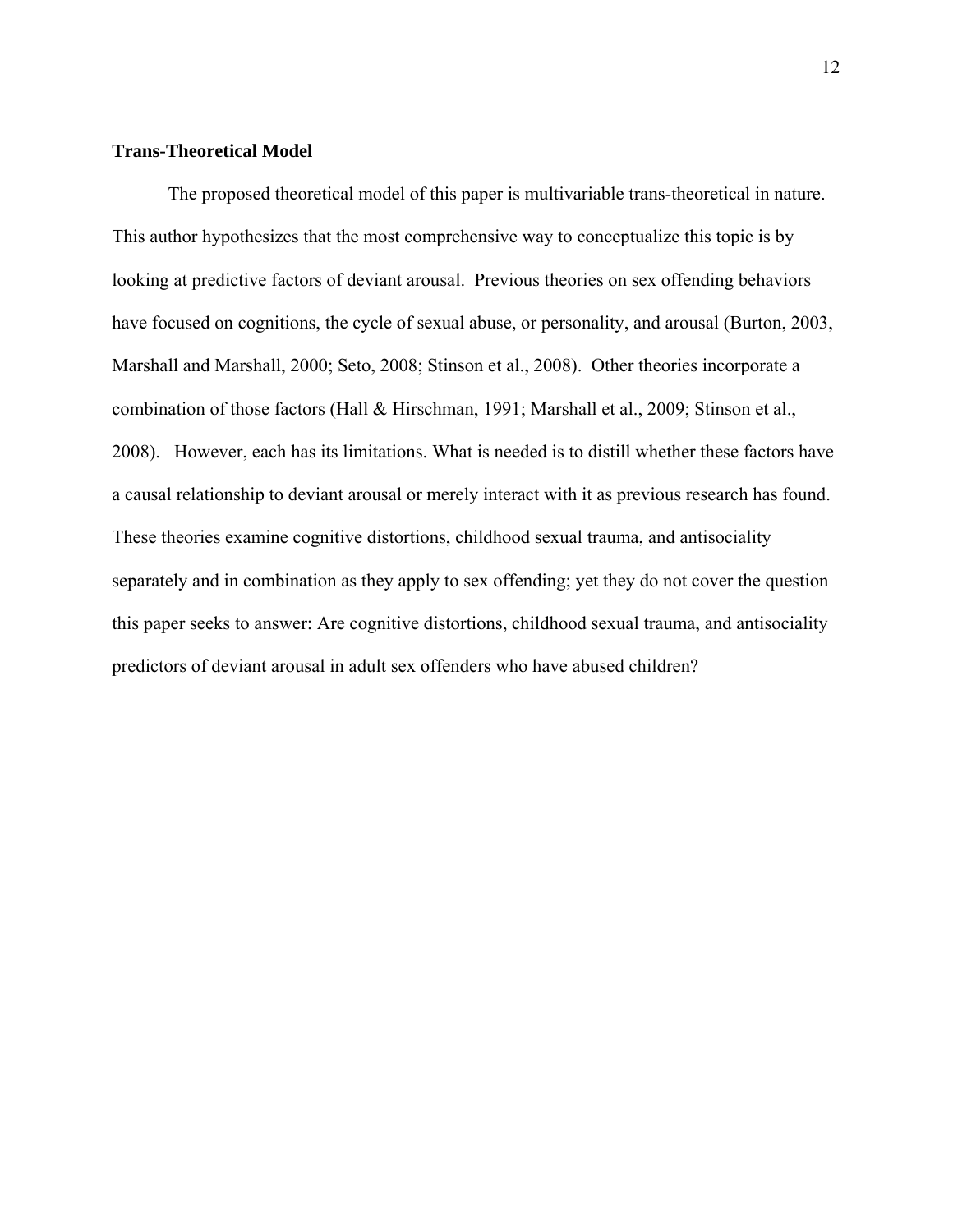**Trans-Theoretical Model**

The proposed theoretical model of this paper is multivariable trans-theoretical in nature. This author hypothesizes that the most comprehensive way to conceptualize this topic is by looking at predictive factors of deviant arousal. Previous theories on sex offending behaviors have focused on cognitions, the cycle of sexual abuse, or personality, and arousal (Burton, 2003, Marshall and Marshall, 2000; Seto, 2008; Stinson et al., 2008). Other theories incorporate a combination of those factors (Hall & Hirschman, 1991; Marshall et al., 2009; Stinson et al., 2008). However, each has its limitations. What is needed is to distill whether these factors have a causal relationship to deviant arousal or merely interact with it as previous research has found. These theories examine cognitive distortions, childhood sexual trauma, and antisociality separately and in combination as they apply to sex offending; yet they do not cover the question this paper seeks to answer: Are cognitive distortions, childhood sexual trauma, and antisociality predictors of deviant arousal in adult sex offenders who have abused children?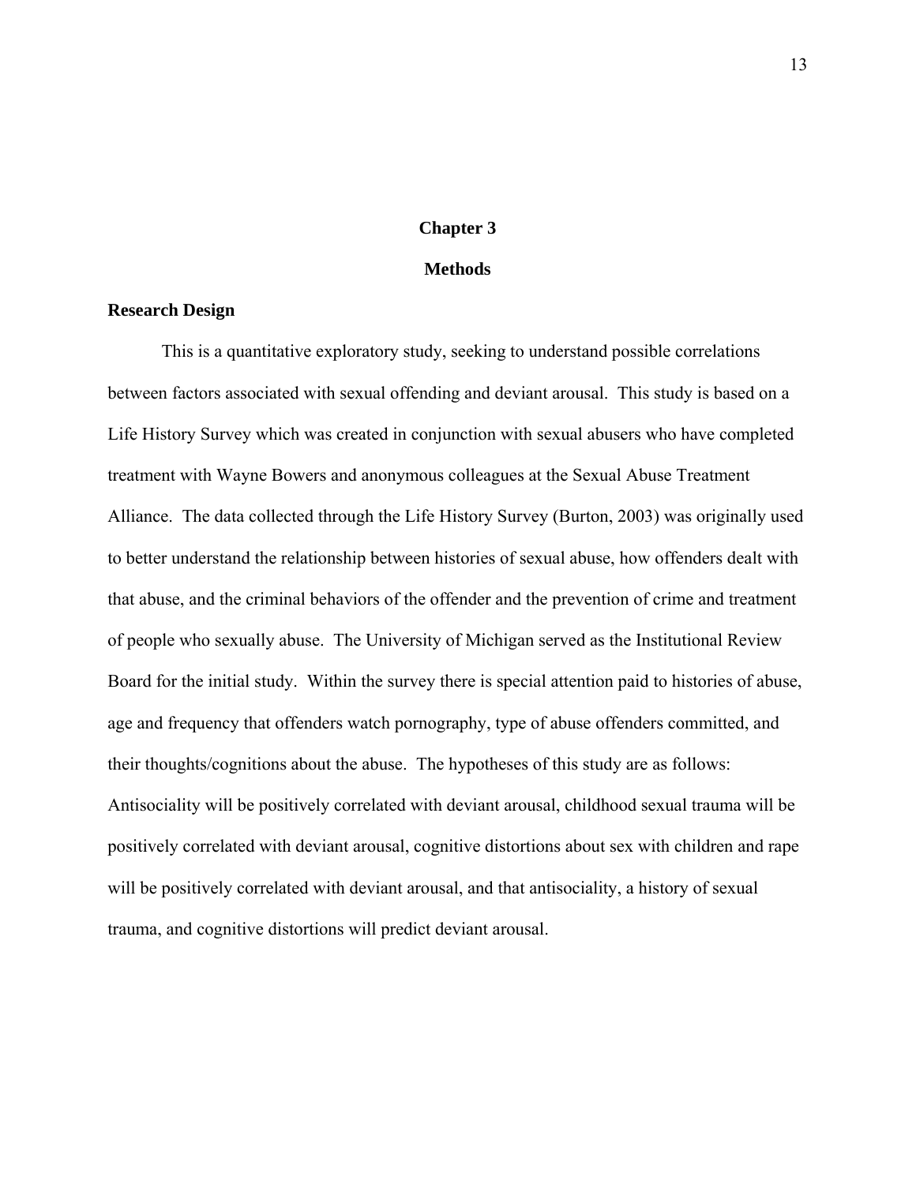# Chapter 3

# Methods

## Research Design

This is a quantitative exploratory study, seeking to understand possible correlations between factors associated with sexual offending and deviant arousal. This study is based on a Life History Survey which was created in conjunction with sexual abusers who have completed treatment with Wayne Bowers and anonymous colleagues at the Sexual Abuse Treatment Alliance. The data collected through the Life History Survey (Burton, 2003) was originally used to better understand the relationship between histories of sexual abuse, how offenders dealt with that abuse, and the criminal behaviors of the offender and the prevention of crime and treatment of people who sexually abuse. The University of Michigan served as the Institutional Review Board for the initial study. Within the survey there is special attention paid to histories of abuse, age and frequency that offenders watch pornography, type of abuse offenders committed, and their thoughts/cognitions about the abuse. The hypotheses of this study are as follows: Antisociality will be positively correlated with deviant arousal, childhood sexual trauma will be positively correlated with deviant arousal, cognitive distortions about sex with children and rape will be positively correlated with deviant arousal, and that antisociality, a history of sexual trauma, and cognitive distortions will predict deviant arousal.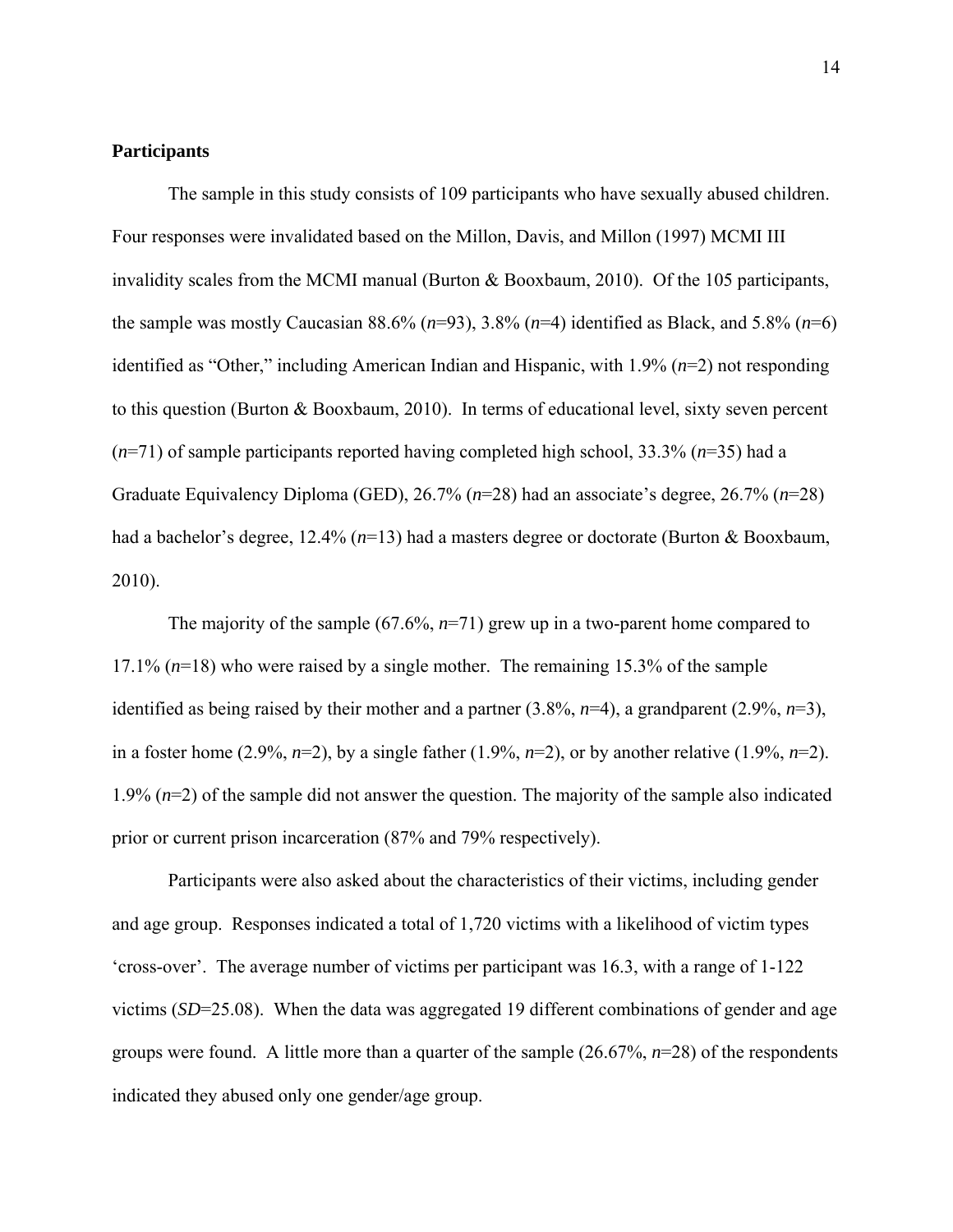**Participants**

The sample in this study consists of 109 participants who have sexually abused children. Four responses were invalidated based on the Millon, Davis, and Millon (1997) MCMI III invalidity scales from the MCMI manual (Burton & Booxbaum, 2010). Of the 105 participants, the sample was mostly Caucasian 88.6% (*n*=93), 3.8% (*n*=4) identified as Black, and 5.8% (*n*=6) identified as "Other," including American Indian and Hispanic, with 1.9% (*n*=2) not responding to this question (Burton & Booxbaum, 2010). In terms of educational level, sixty seven percent (*n*=71) of sample participants reported having completed high school, 33.3% (*n*=35) had a Graduate Equivalency Diploma (GED), 26.7% (*n*=28) had an associate's degree, 26.7% (*n*=28) had a bachelor's degree, 12.4% (*n*=13) had a masters degree or doctorate (Burton & Booxbaum, 2010).

The majority of the sample (67.6%, *n*=71) grew up in a two-parent home compared to 17.1% (*n*=18) who were raised by a single mother. The remaining 15.3% of the sample identified as being raised by their mother and a partner (3.8%, *n*=4), a grandparent (2.9%, *n*=3), in a foster home (2.9%, *n*=2), by a single father (1.9%, *n*=2), or by another relative (1.9%, *n*=2). 1.9% (*n*=2) of the sample did not answer the question. The majority of the sample also indicated prior or current prison incarceration (87% and 79% respectively).

Participants were also asked about the characteristics of their victims, including gender and age group. Responses indicated a total of 1,720 victims with a likelihood of victim types 'cross-over'. The average number of victims per participant was 16.3, with a range of 1-122 victims (*SD*=25.08). When the data was aggregated 19 different combinations of gender and age groups were found. A little more than a quarter of the sample (26.67%, *n*=28) of the respondents indicated they abused only one gender/age group.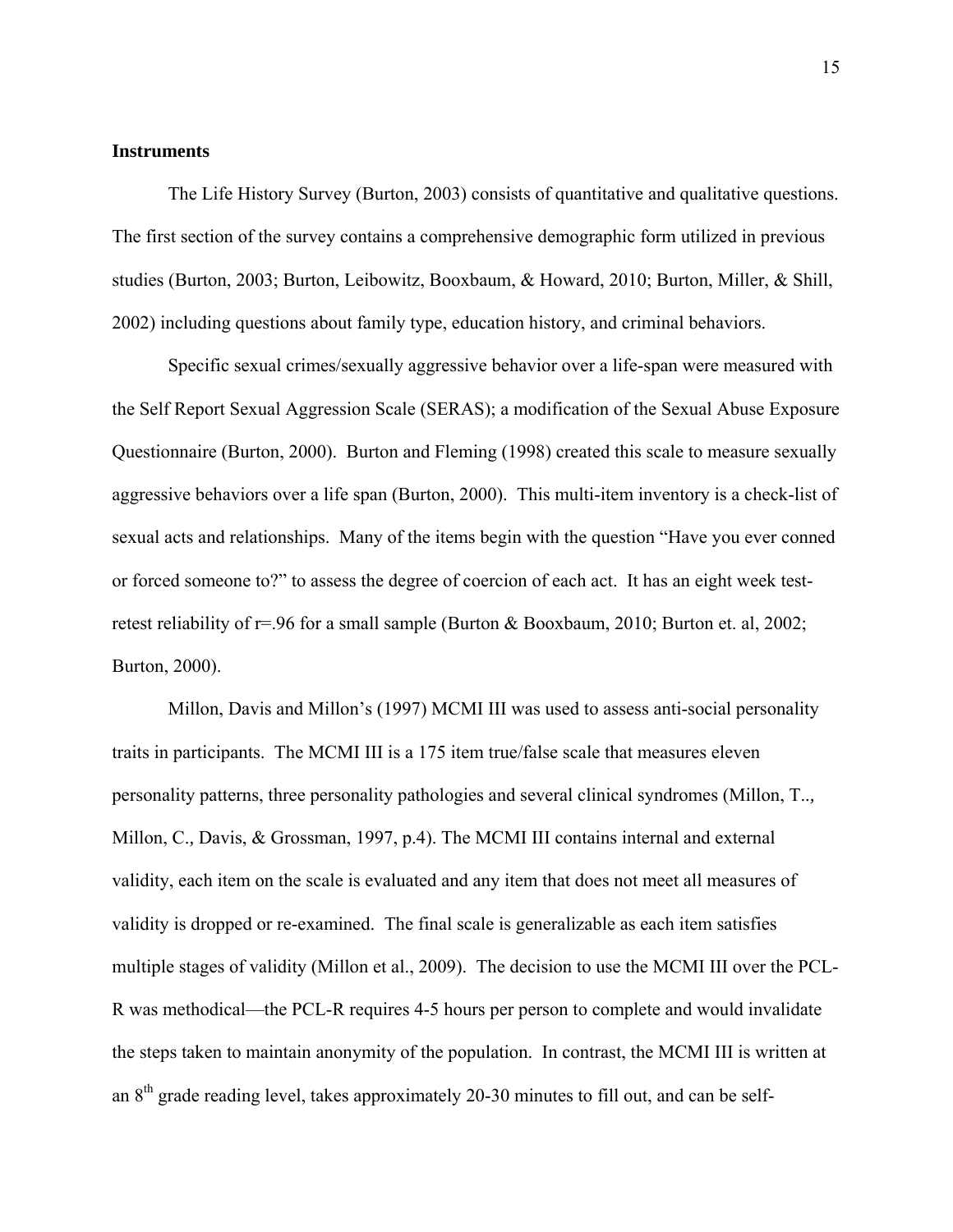**Instruments**

The Life History Survey (Burton, 2003) consists of quantitative and qualitative questions. The first section of the survey contains a comprehensive demographic form utilized in previous studies (Burton, 2003; Burton, Leibowitz, Booxbaum, & Howard, 2010; Burton, Miller, & Shill, 2002) including questions about family type, education history, and criminal behaviors.

Specific sexual crimes/sexually aggressive behavior over a life-span were measured with the Self Report Sexual Aggression Scale (SERAS); a modification of the Sexual Abuse Exposure Questionnaire (Burton, 2000). Burton and Fleming (1998) created this scale to measure sexually aggressive behaviors over a life span (Burton, 2000). This multi-item inventory is a check-list of sexual acts and relationships. Many of the items begin with the question "Have you ever conned or forced someone to?" to assess the degree of coercion of each act. It has an eight week test-retest reliability of r=.96 for a small sample (Burton & Booxbaum, 2010; Burton et. al, 2002; Burton, 2000).

Millon, Davis and Millon's (1997) MCMI III was used to assess anti-social personality traits in participants. The MCMI III is a 175 item true/false scale that measures eleven personality patterns, three personality pathologies and several clinical syndromes (Millon, T.., Millon, C., Davis, & Grossman, 1997, p.4). The MCMI III contains internal and external validity, each item on the scale is evaluated and any item that does not meet all measures of validity is dropped or re-examined. The final scale is generalizable as each item satisfies multiple stages of validity (Millon et al., 2009). The decision to use the MCMI III over the PCL-R was methodical—the PCL-R requires 4-5 hours per person to complete and would invalidate the steps taken to maintain anonymity of the population. In contrast, the MCMI III is written at an 8th grade reading level, takes approximately 20-30 minutes to fill out, and can be self-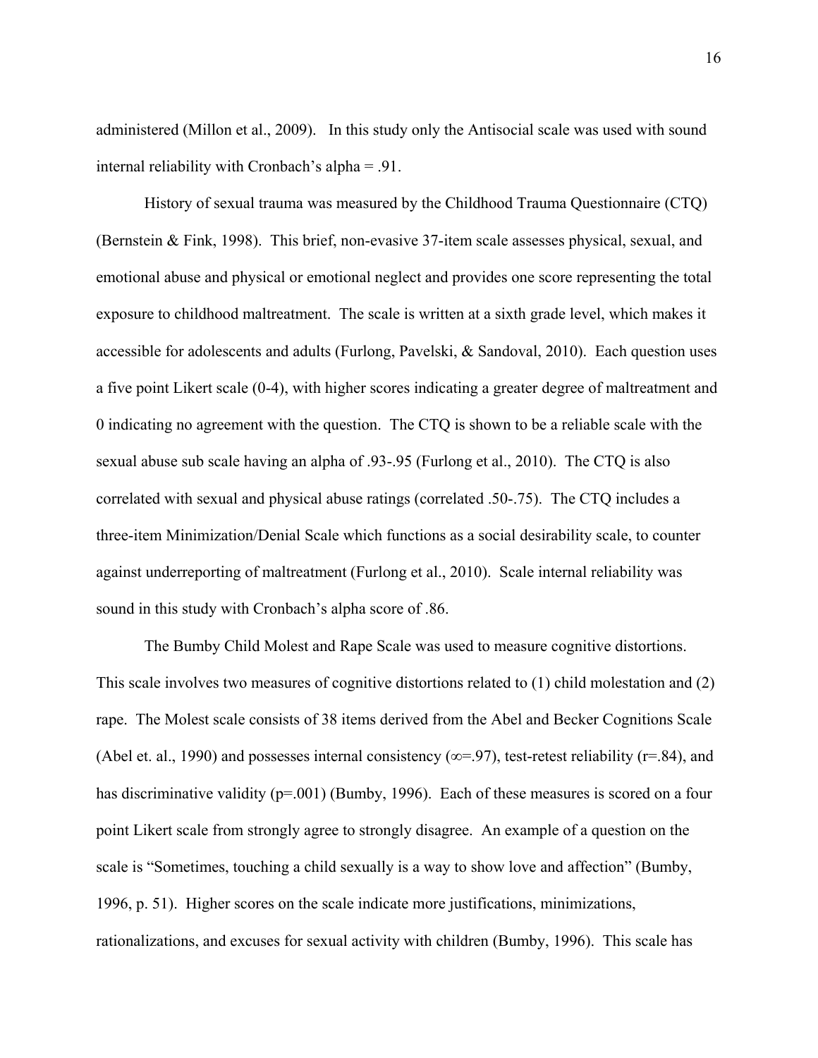administered (Millon et al., 2009). In this study only the Antisocial scale was used with sound internal reliability with Cronbach's alpha = .91.

History of sexual trauma was measured by the Childhood Trauma Questionnaire (CTQ) (Bernstein & Fink, 1998). This brief, non-evasive 37-item scale assesses physical, sexual, and emotional abuse and physical or emotional neglect and provides one score representing the total exposure to childhood maltreatment. The scale is written at a sixth grade level, which makes it accessible for adolescents and adults (Furlong, Pavelski, & Sandoval, 2010). Each question uses a five point Likert scale (0-4), with higher scores indicating a greater degree of maltreatment and 0 indicating no agreement with the question. The CTQ is shown to be a reliable scale with the sexual abuse sub scale having an alpha of .93-.95 (Furlong et al., 2010). The CTQ is also correlated with sexual and physical abuse ratings (correlated .50-.75). The CTQ includes a three-item Minimization/Denial Scale which functions as a social desirability scale, to counter against underreporting of maltreatment (Furlong et al., 2010). Scale internal reliability was sound in this study with Cronbach's alpha score of .86.

The Bumby Child Molest and Rape Scale was used to measure cognitive distortions. This scale involves two measures of cognitive distortions related to (1) child molestation and (2) rape. The Molest scale consists of 38 items derived from the Abel and Becker Cognitions Scale (Abel et. al., 1990) and possesses internal consistency ($\infty$=.97), test-retest reliability (r=.84), and has discriminative validity (p=.001) (Bumby, 1996). Each of these measures is scored on a four point Likert scale from strongly agree to strongly disagree. An example of a question on the scale is "Sometimes, touching a child sexually is a way to show love and affection" (Bumby, 1996, p. 51). Higher scores on the scale indicate more justifications, minimizations, rationalizations, and excuses for sexual activity with children (Bumby, 1996). This scale has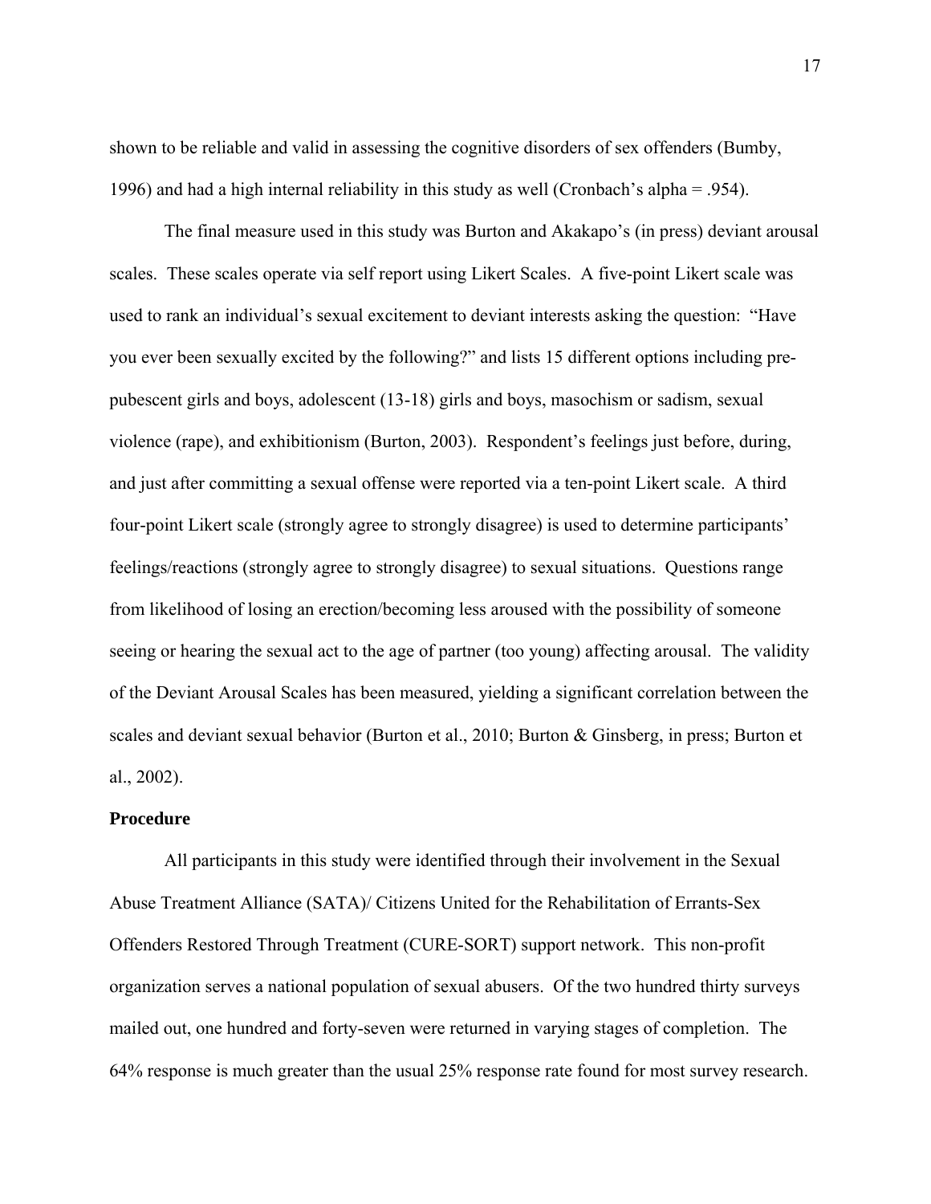shown to be reliable and valid in assessing the cognitive disorders of sex offenders (Bumby, 1996) and had a high internal reliability in this study as well (Cronbach's alpha = .954).

The final measure used in this study was Burton and Akakapo's (in press) deviant arousal scales. These scales operate via self report using Likert Scales. A five-point Likert scale was used to rank an individual's sexual excitement to deviant interests asking the question: "Have you ever been sexually excited by the following?" and lists 15 different options including pre-pubescent girls and boys, adolescent (13-18) girls and boys, masochism or sadism, sexual violence (rape), and exhibitionism (Burton, 2003). Respondent's feelings just before, during, and just after committing a sexual offense were reported via a ten-point Likert scale. A third four-point Likert scale (strongly agree to strongly disagree) is used to determine participants' feelings/reactions (strongly agree to strongly disagree) to sexual situations. Questions range from likelihood of losing an erection/becoming less aroused with the possibility of someone seeing or hearing the sexual act to the age of partner (too young) affecting arousal. The validity of the Deviant Arousal Scales has been measured, yielding a significant correlation between the scales and deviant sexual behavior (Burton et al., 2010; Burton & Ginsberg, in press; Burton et al., 2002).

**Procedure**

All participants in this study were identified through their involvement in the Sexual Abuse Treatment Alliance (SATA)/ Citizens United for the Rehabilitation of Errants-Sex Offenders Restored Through Treatment (CURE-SORT) support network. This non-profit organization serves a national population of sexual abusers. Of the two hundred thirty surveys mailed out, one hundred and forty-seven were returned in varying stages of completion. The 64% response is much greater than the usual 25% response rate found for most survey research.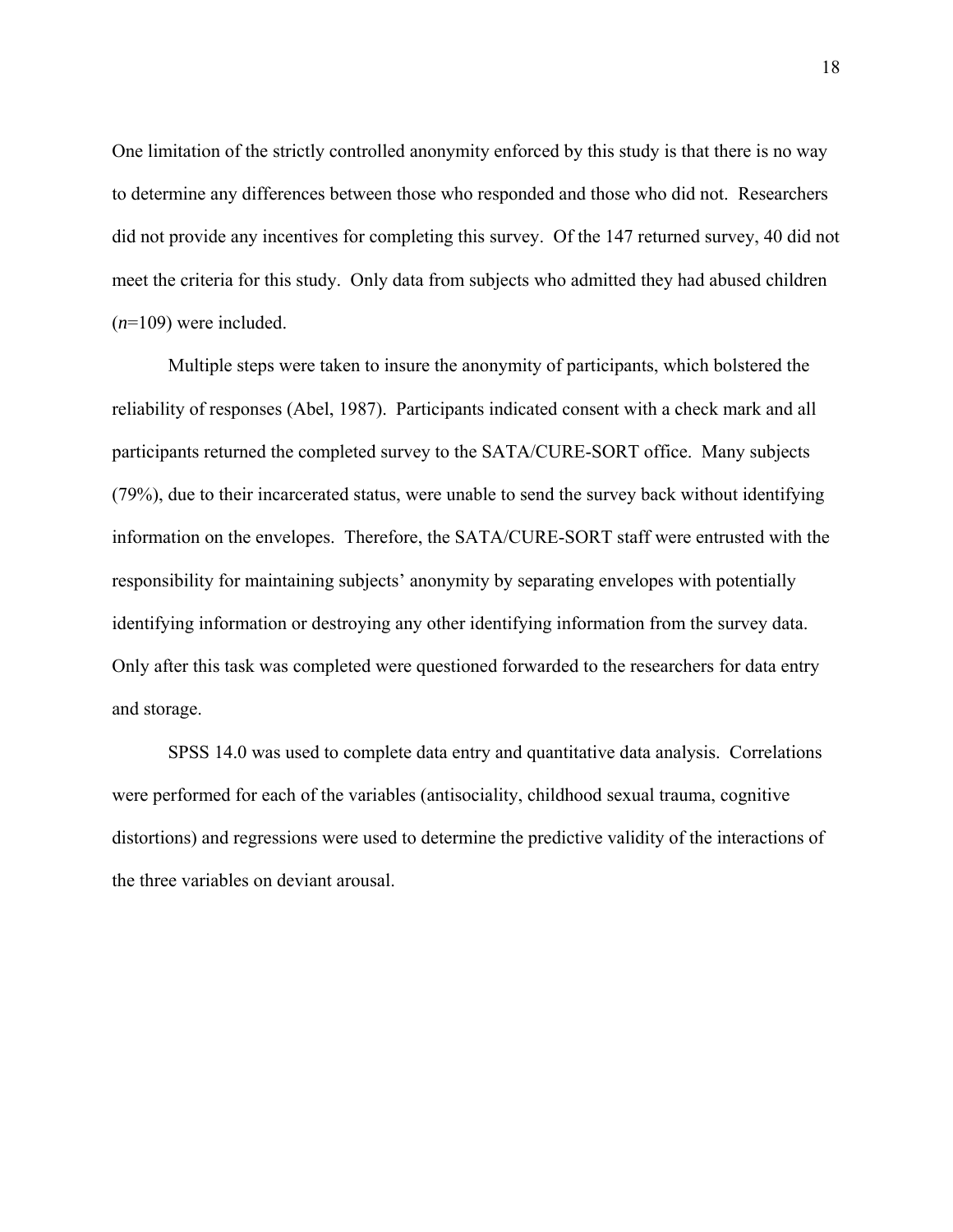One limitation of the strictly controlled anonymity enforced by this study is that there is no way to determine any differences between those who responded and those who did not. Researchers did not provide any incentives for completing this survey. Of the 147 returned survey, 40 did not meet the criteria for this study. Only data from subjects who admitted they had abused children (*n*=109) were included.

Multiple steps were taken to insure the anonymity of participants, which bolstered the reliability of responses (Abel, 1987). Participants indicated consent with a check mark and all participants returned the completed survey to the SATA/CURE-SORT office. Many subjects (79%), due to their incarcerated status, were unable to send the survey back without identifying information on the envelopes. Therefore, the SATA/CURE-SORT staff were entrusted with the responsibility for maintaining subjects' anonymity by separating envelopes with potentially identifying information or destroying any other identifying information from the survey data. Only after this task was completed were questioned forwarded to the researchers for data entry and storage.

SPSS 14.0 was used to complete data entry and quantitative data analysis. Correlations were performed for each of the variables (antisociality, childhood sexual trauma, cognitive distortions) and regressions were used to determine the predictive validity of the interactions of the three variables on deviant arousal.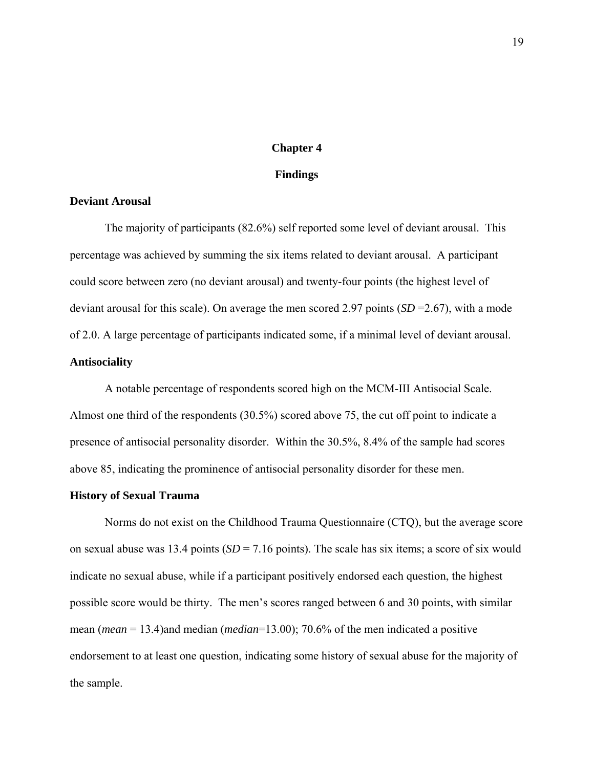# Chapter 4

# Findings

### Deviant Arousal

The majority of participants (82.6%) self reported some level of deviant arousal. This percentage was achieved by summing the six items related to deviant arousal. A participant could score between zero (no deviant arousal) and twenty-four points (the highest level of deviant arousal for this scale). On average the men scored 2.97 points (*SD* =2.67), with a mode of 2.0. A large percentage of participants indicated some, if a minimal level of deviant arousal.

### Antisociality

A notable percentage of respondents scored high on the MCM-III Antisocial Scale. Almost one third of the respondents (30.5%) scored above 75, the cut off point to indicate a presence of antisocial personality disorder. Within the 30.5%, 8.4% of the sample had scores above 85, indicating the prominence of antisocial personality disorder for these men.

### History of Sexual Trauma

Norms do not exist on the Childhood Trauma Questionnaire (CTQ), but the average score on sexual abuse was 13.4 points (*SD* = 7.16 points). The scale has six items; a score of six would indicate no sexual abuse, while if a participant positively endorsed each question, the highest possible score would be thirty. The men's scores ranged between 6 and 30 points, with similar mean (*mean* = 13.4)and median (*median*=13.00); 70.6% of the men indicated a positive endorsement to at least one question, indicating some history of sexual abuse for the majority of the sample.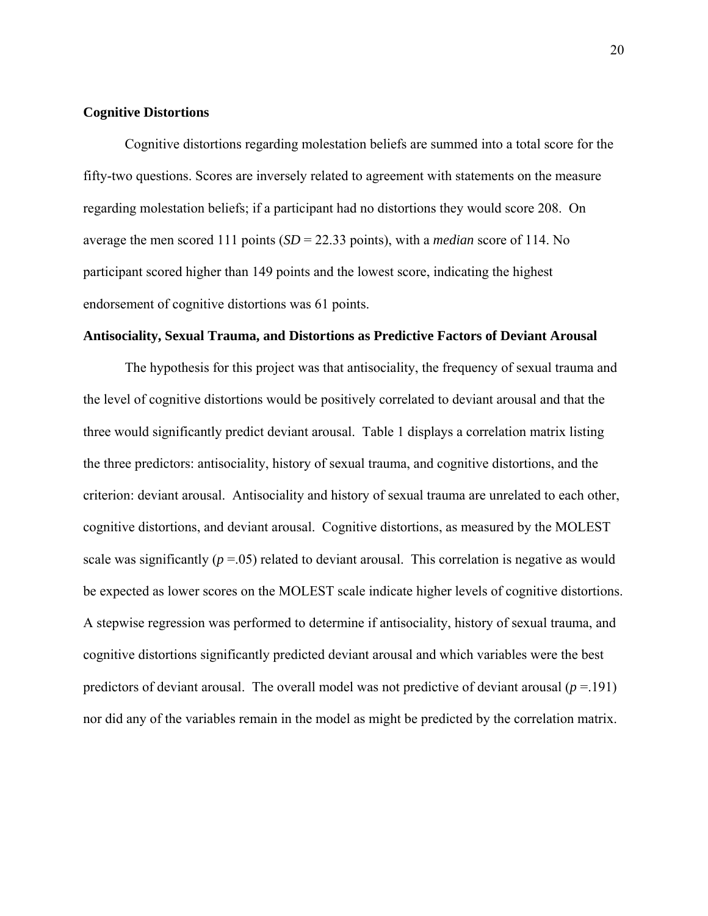**Cognitive Distortions**

Cognitive distortions regarding molestation beliefs are summed into a total score for the fifty-two questions. Scores are inversely related to agreement with statements on the measure regarding molestation beliefs; if a participant had no distortions they would score 208. On average the men scored 111 points (*SD* = 22.33 points), with a *median* score of 114. No participant scored higher than 149 points and the lowest score, indicating the highest endorsement of cognitive distortions was 61 points.

**Antisociality, Sexual Trauma, and Distortions as Predictive Factors of Deviant Arousal**

The hypothesis for this project was that antisociality, the frequency of sexual trauma and the level of cognitive distortions would be positively correlated to deviant arousal and that the three would significantly predict deviant arousal. Table 1 displays a correlation matrix listing the three predictors: antisociality, history of sexual trauma, and cognitive distortions, and the criterion: deviant arousal. Antisociality and history of sexual trauma are unrelated to each other, cognitive distortions, and deviant arousal. Cognitive distortions, as measured by the MOLEST scale was significantly ($p$ =.05) related to deviant arousal. This correlation is negative as would be expected as lower scores on the MOLEST scale indicate higher levels of cognitive distortions. A stepwise regression was performed to determine if antisociality, history of sexual trauma, and cognitive distortions significantly predicted deviant arousal and which variables were the best predictors of deviant arousal. The overall model was not predictive of deviant arousal ($p$ =.191) nor did any of the variables remain in the model as might be predicted by the correlation matrix.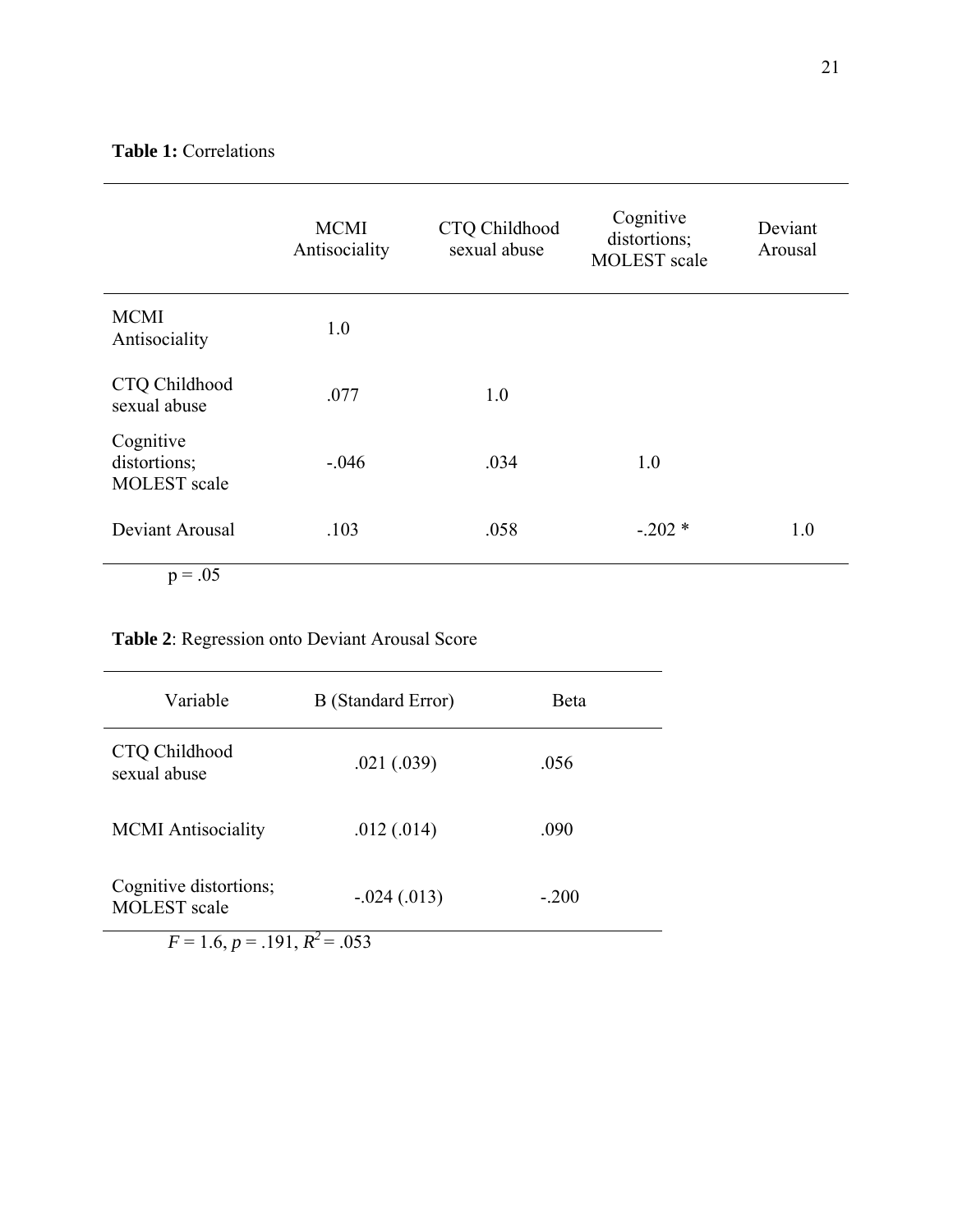**Table 1:** Correlations

| | MCMI Antisociality | CTQ Childhood sexual abuse | Cognitive distortions; MOLEST scale | Deviant Arousal |
|---|---|---|---|---|
| MCMI Antisociality | 1.0 | | | |
| CTQ Childhood sexual abuse | .077 | 1.0 | | |
| Cognitive distortions; MOLEST scale | -.046 | .034 | 1.0 | |
| Deviant Arousal | .103 | .058 | -.202 * | 1.0 |

p = .05

**Table 2**: Regression onto Deviant Arousal Score

| Variable | B (Standard Error) | Beta |
|---|---|---|
| CTQ Childhood sexual abuse | .021 (.039) | .056 |
| MCMI Antisociality | .012 (.014) | .090 |
| Cognitive distortions; MOLEST scale | -.024 (.013) | -.200 |

$F = 1.6$, $p = .191$, $R^2 = .053$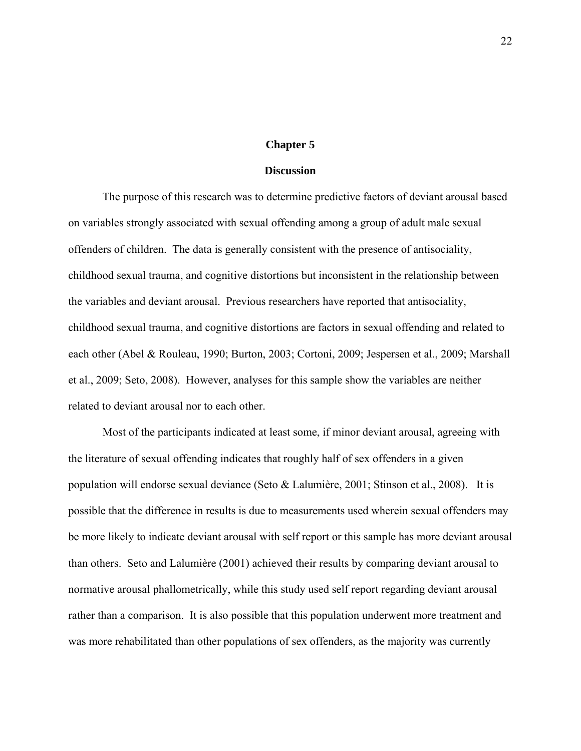# Chapter 5

## Discussion

The purpose of this research was to determine predictive factors of deviant arousal based on variables strongly associated with sexual offending among a group of adult male sexual offenders of children. The data is generally consistent with the presence of antisociality, childhood sexual trauma, and cognitive distortions but inconsistent in the relationship between the variables and deviant arousal. Previous researchers have reported that antisociality, childhood sexual trauma, and cognitive distortions are factors in sexual offending and related to each other (Abel & Rouleau, 1990; Burton, 2003; Cortoni, 2009; Jespersen et al., 2009; Marshall et al., 2009; Seto, 2008). However, analyses for this sample show the variables are neither related to deviant arousal nor to each other.

Most of the participants indicated at least some, if minor deviant arousal, agreeing with the literature of sexual offending indicates that roughly half of sex offenders in a given population will endorse sexual deviance (Seto & Lalumière, 2001; Stinson et al., 2008). It is possible that the difference in results is due to measurements used wherein sexual offenders may be more likely to indicate deviant arousal with self report or this sample has more deviant arousal than others. Seto and Lalumière (2001) achieved their results by comparing deviant arousal to normative arousal phallometrically, while this study used self report regarding deviant arousal rather than a comparison. It is also possible that this population underwent more treatment and was more rehabilitated than other populations of sex offenders, as the majority was currently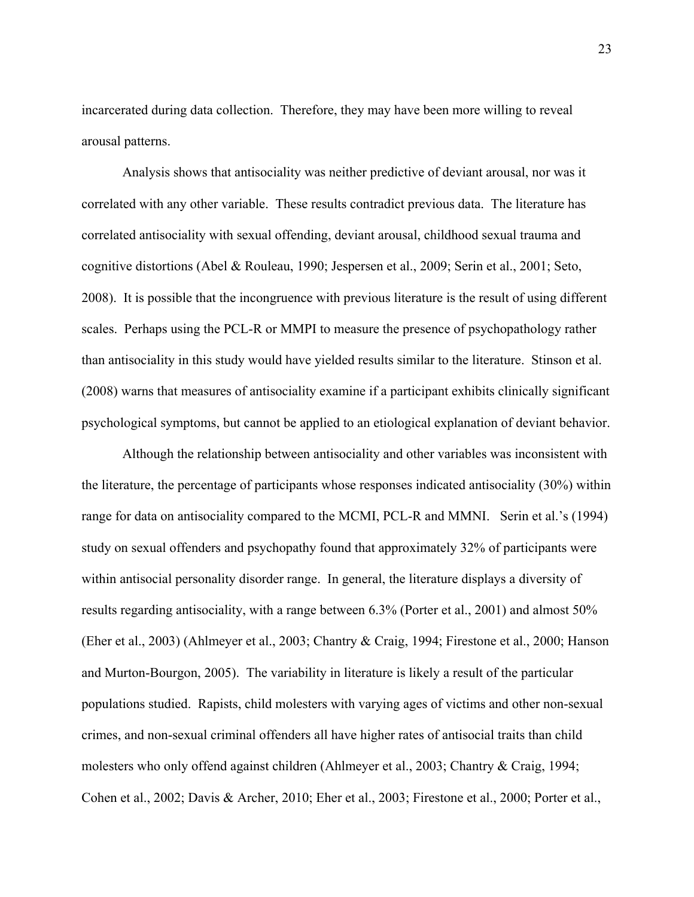incarcerated during data collection. Therefore, they may have been more willing to reveal arousal patterns.

Analysis shows that antisociality was neither predictive of deviant arousal, nor was it correlated with any other variable. These results contradict previous data. The literature has correlated antisociality with sexual offending, deviant arousal, childhood sexual trauma and cognitive distortions (Abel & Rouleau, 1990; Jespersen et al., 2009; Serin et al., 2001; Seto, 2008). It is possible that the incongruence with previous literature is the result of using different scales. Perhaps using the PCL-R or MMPI to measure the presence of psychopathology rather than antisociality in this study would have yielded results similar to the literature. Stinson et al. (2008) warns that measures of antisociality examine if a participant exhibits clinically significant psychological symptoms, but cannot be applied to an etiological explanation of deviant behavior.

Although the relationship between antisociality and other variables was inconsistent with the literature, the percentage of participants whose responses indicated antisociality (30%) within range for data on antisociality compared to the MCMI, PCL-R and MMNI. Serin et al.'s (1994) study on sexual offenders and psychopathy found that approximately 32% of participants were within antisocial personality disorder range. In general, the literature displays a diversity of results regarding antisociality, with a range between 6.3% (Porter et al., 2001) and almost 50% (Eher et al., 2003) (Ahlmeyer et al., 2003; Chantry & Craig, 1994; Firestone et al., 2000; Hanson and Murton-Bourgon, 2005). The variability in literature is likely a result of the particular populations studied. Rapists, child molesters with varying ages of victims and other non-sexual crimes, and non-sexual criminal offenders all have higher rates of antisocial traits than child molesters who only offend against children (Ahlmeyer et al., 2003; Chantry & Craig, 1994; Cohen et al., 2002; Davis & Archer, 2010; Eher et al., 2003; Firestone et al., 2000; Porter et al.,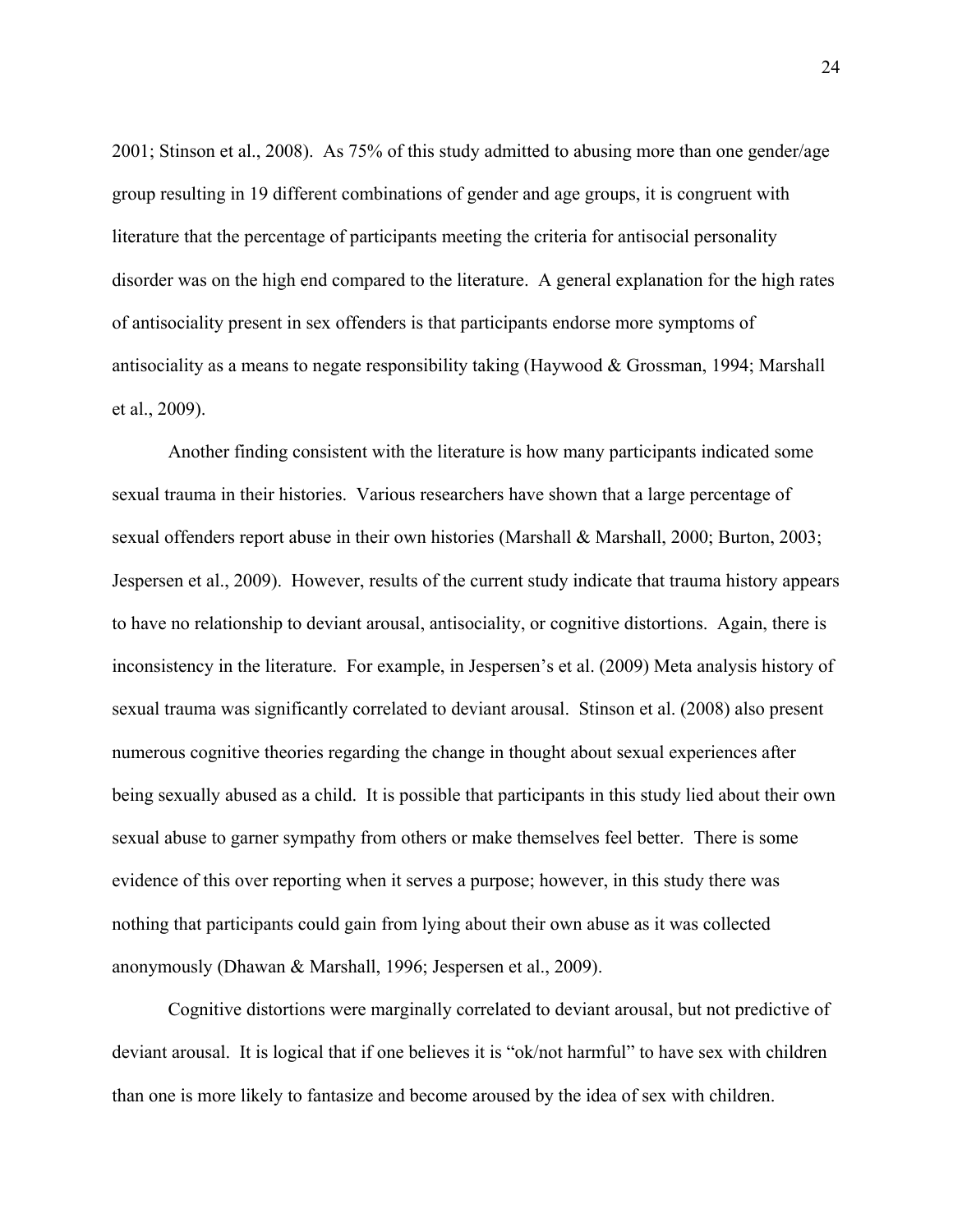2001; Stinson et al., 2008). As 75% of this study admitted to abusing more than one gender/age group resulting in 19 different combinations of gender and age groups, it is congruent with literature that the percentage of participants meeting the criteria for antisocial personality disorder was on the high end compared to the literature. A general explanation for the high rates of antisociality present in sex offenders is that participants endorse more symptoms of antisociality as a means to negate responsibility taking (Haywood & Grossman, 1994; Marshall et al., 2009).

Another finding consistent with the literature is how many participants indicated some sexual trauma in their histories. Various researchers have shown that a large percentage of sexual offenders report abuse in their own histories (Marshall & Marshall, 2000; Burton, 2003; Jespersen et al., 2009). However, results of the current study indicate that trauma history appears to have no relationship to deviant arousal, antisociality, or cognitive distortions. Again, there is inconsistency in the literature. For example, in Jespersen's et al. (2009) Meta analysis history of sexual trauma was significantly correlated to deviant arousal. Stinson et al. (2008) also present numerous cognitive theories regarding the change in thought about sexual experiences after being sexually abused as a child. It is possible that participants in this study lied about their own sexual abuse to garner sympathy from others or make themselves feel better. There is some evidence of this over reporting when it serves a purpose; however, in this study there was nothing that participants could gain from lying about their own abuse as it was collected anonymously (Dhawan & Marshall, 1996; Jespersen et al., 2009).

Cognitive distortions were marginally correlated to deviant arousal, but not predictive of deviant arousal. It is logical that if one believes it is "ok/not harmful" to have sex with children than one is more likely to fantasize and become aroused by the idea of sex with children.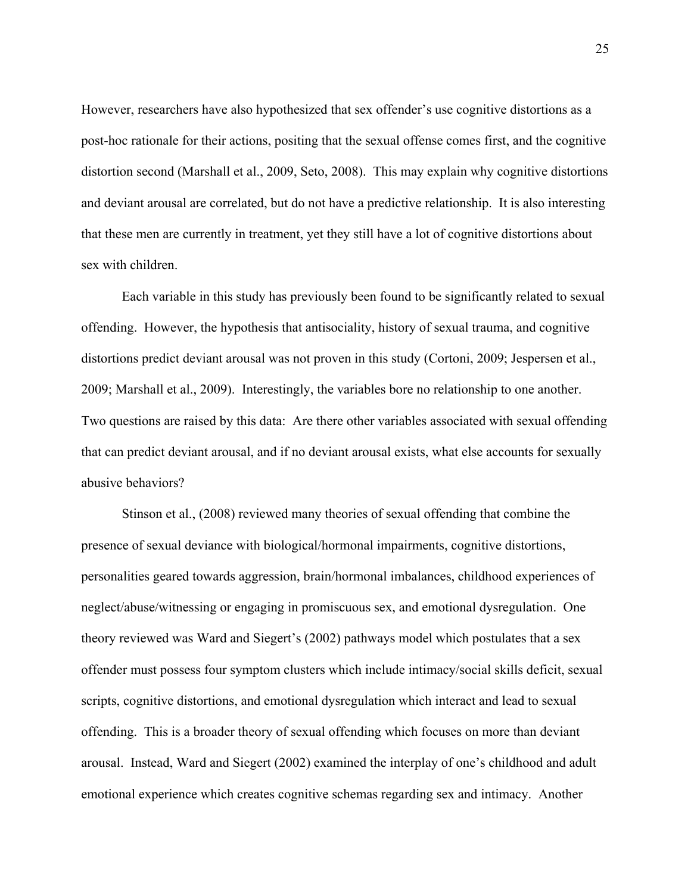However, researchers have also hypothesized that sex offender's use cognitive distortions as a post-hoc rationale for their actions, positing that the sexual offense comes first, and the cognitive distortion second (Marshall et al., 2009, Seto, 2008). This may explain why cognitive distortions and deviant arousal are correlated, but do not have a predictive relationship. It is also interesting that these men are currently in treatment, yet they still have a lot of cognitive distortions about sex with children.

Each variable in this study has previously been found to be significantly related to sexual offending. However, the hypothesis that antisociality, history of sexual trauma, and cognitive distortions predict deviant arousal was not proven in this study (Cortoni, 2009; Jespersen et al., 2009; Marshall et al., 2009). Interestingly, the variables bore no relationship to one another. Two questions are raised by this data: Are there other variables associated with sexual offending that can predict deviant arousal, and if no deviant arousal exists, what else accounts for sexually abusive behaviors?

Stinson et al., (2008) reviewed many theories of sexual offending that combine the presence of sexual deviance with biological/hormonal impairments, cognitive distortions, personalities geared towards aggression, brain/hormonal imbalances, childhood experiences of neglect/abuse/witnessing or engaging in promiscuous sex, and emotional dysregulation. One theory reviewed was Ward and Siegert's (2002) pathways model which postulates that a sex offender must possess four symptom clusters which include intimacy/social skills deficit, sexual scripts, cognitive distortions, and emotional dysregulation which interact and lead to sexual offending. This is a broader theory of sexual offending which focuses on more than deviant arousal. Instead, Ward and Siegert (2002) examined the interplay of one's childhood and adult emotional experience which creates cognitive schemas regarding sex and intimacy. Another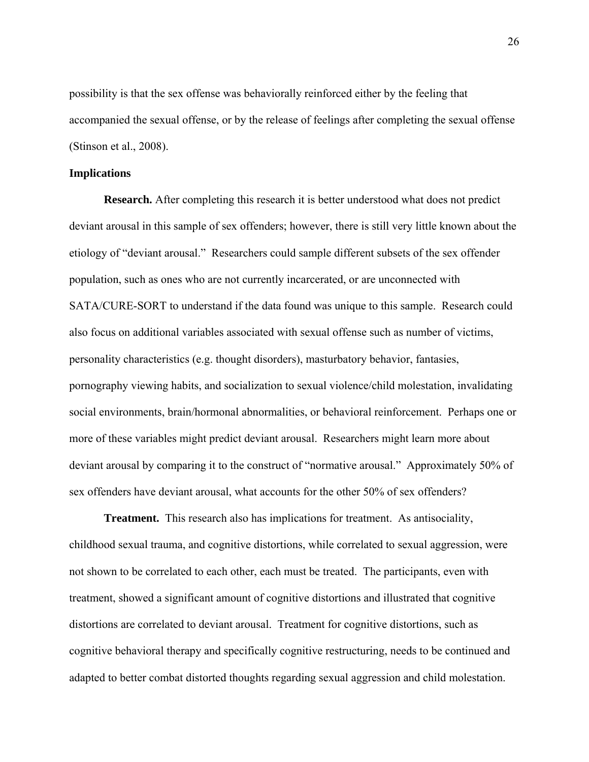possibility is that the sex offense was behaviorally reinforced either by the feeling that accompanied the sexual offense, or by the release of feelings after completing the sexual offense (Stinson et al., 2008).

## Implications

**Research.** After completing this research it is better understood what does not predict deviant arousal in this sample of sex offenders; however, there is still very little known about the etiology of "deviant arousal." Researchers could sample different subsets of the sex offender population, such as ones who are not currently incarcerated, or are unconnected with SATA/CURE-SORT to understand if the data found was unique to this sample. Research could also focus on additional variables associated with sexual offense such as number of victims, personality characteristics (e.g. thought disorders), masturbatory behavior, fantasies, pornography viewing habits, and socialization to sexual violence/child molestation, invalidating social environments, brain/hormonal abnormalities, or behavioral reinforcement. Perhaps one or more of these variables might predict deviant arousal. Researchers might learn more about deviant arousal by comparing it to the construct of "normative arousal." Approximately 50% of sex offenders have deviant arousal, what accounts for the other 50% of sex offenders?

**Treatment.** This research also has implications for treatment. As antisociality, childhood sexual trauma, and cognitive distortions, while correlated to sexual aggression, were not shown to be correlated to each other, each must be treated. The participants, even with treatment, showed a significant amount of cognitive distortions and illustrated that cognitive distortions are correlated to deviant arousal. Treatment for cognitive distortions, such as cognitive behavioral therapy and specifically cognitive restructuring, needs to be continued and adapted to better combat distorted thoughts regarding sexual aggression and child molestation.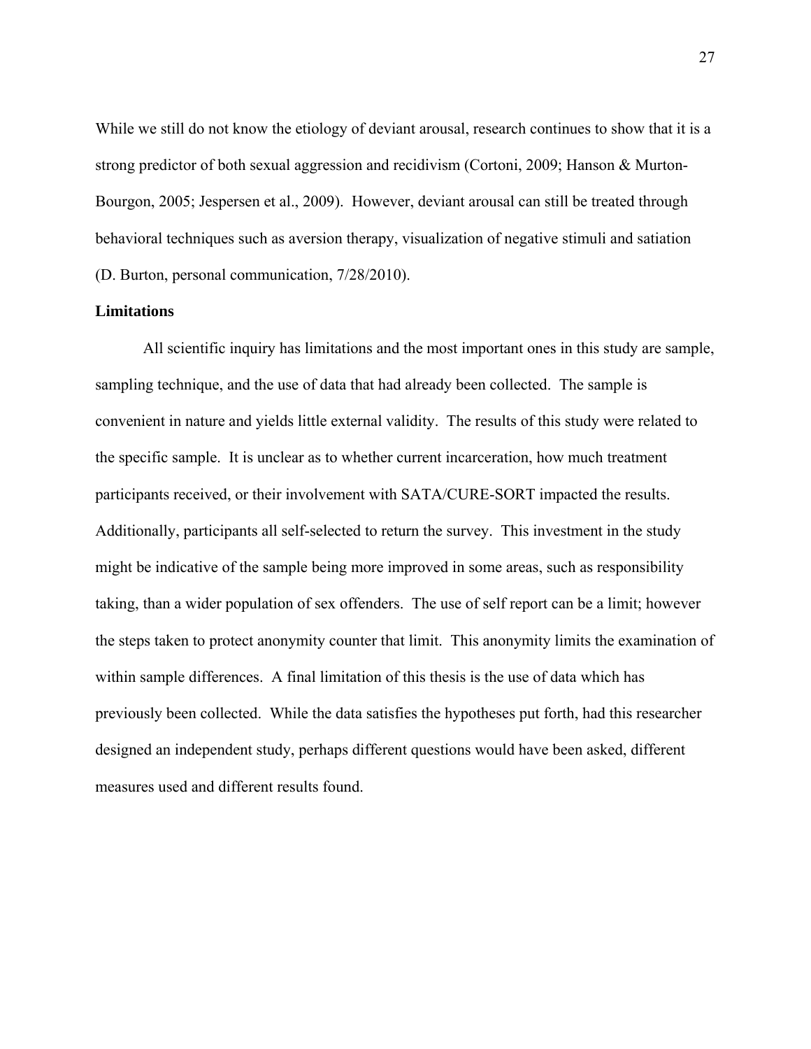While we still do not know the etiology of deviant arousal, research continues to show that it is a strong predictor of both sexual aggression and recidivism (Cortoni, 2009; Hanson & Murton-Bourgon, 2005; Jespersen et al., 2009). However, deviant arousal can still be treated through behavioral techniques such as aversion therapy, visualization of negative stimuli and satiation (D. Burton, personal communication, 7/28/2010).

**Limitations**

All scientific inquiry has limitations and the most important ones in this study are sample, sampling technique, and the use of data that had already been collected. The sample is convenient in nature and yields little external validity. The results of this study were related to the specific sample. It is unclear as to whether current incarceration, how much treatment participants received, or their involvement with SATA/CURE-SORT impacted the results. Additionally, participants all self-selected to return the survey. This investment in the study might be indicative of the sample being more improved in some areas, such as responsibility taking, than a wider population of sex offenders. The use of self report can be a limit; however the steps taken to protect anonymity counter that limit. This anonymity limits the examination of within sample differences. A final limitation of this thesis is the use of data which has previously been collected. While the data satisfies the hypotheses put forth, had this researcher designed an independent study, perhaps different questions would have been asked, different measures used and different results found.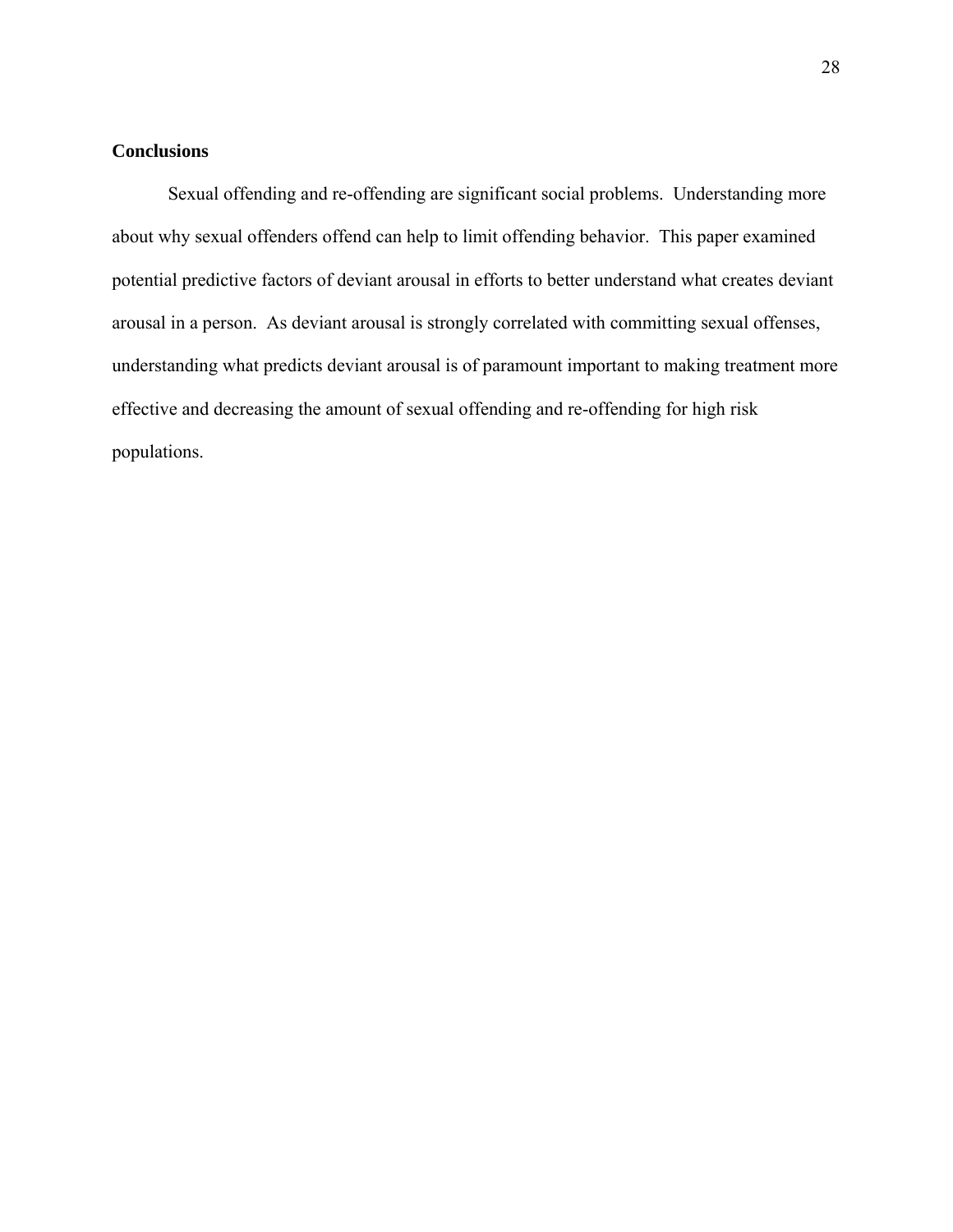## Conclusions

Sexual offending and re-offending are significant social problems. Understanding more about why sexual offenders offend can help to limit offending behavior. This paper examined potential predictive factors of deviant arousal in efforts to better understand what creates deviant arousal in a person. As deviant arousal is strongly correlated with committing sexual offenses, understanding what predicts deviant arousal is of paramount important to making treatment more effective and decreasing the amount of sexual offending and re-offending for high risk populations.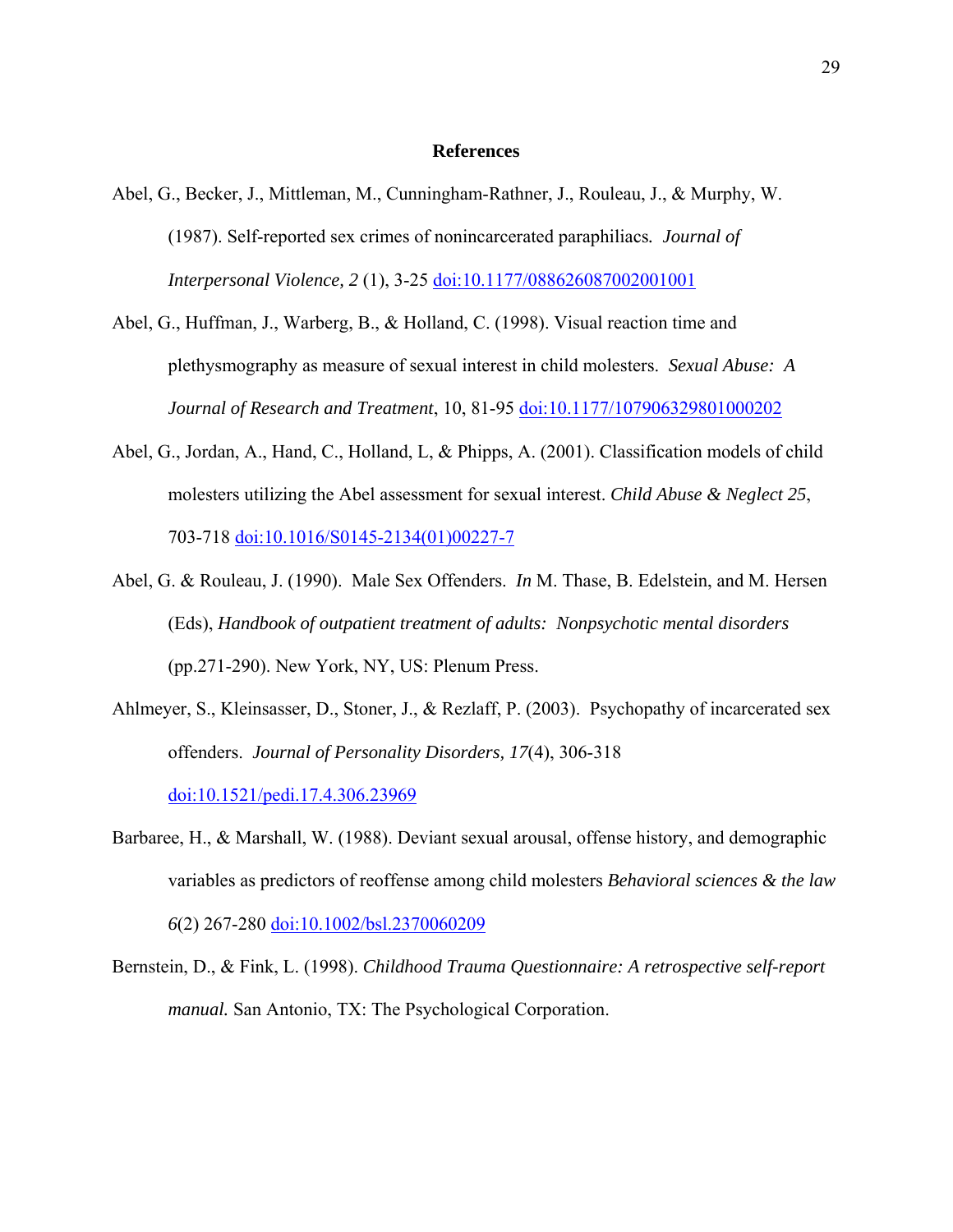## References

Abel, G., Becker, J., Mittleman, M., Cunningham-Rathner, J., Rouleau, J., & Murphy, W. (1987). Self-reported sex crimes of nonincarcerated paraphiliacs. *Journal of Interpersonal Violence, 2* (1), 3-25 doi:10.1177/088626087002001001

Abel, G., Huffman, J., Warberg, B., & Holland, C. (1998). Visual reaction time and plethysmography as measure of sexual interest in child molesters. *Sexual Abuse: A Journal of Research and Treatment*, 10, 81-95 doi:10.1177/107906329801000202

Abel, G., Jordan, A., Hand, C., Holland, L, & Phipps, A. (2001). Classification models of child molesters utilizing the Abel assessment for sexual interest. *Child Abuse & Neglect 25*, 703-718 doi:10.1016/S0145-2134(01)00227-7

Abel, G. & Rouleau, J. (1990). Male Sex Offenders. *In* M. Thase, B. Edelstein, and M. Hersen (Eds), *Handbook of outpatient treatment of adults: Nonpsychotic mental disorders* (pp.271-290). New York, NY, US: Plenum Press.

Ahlmeyer, S., Kleinsasser, D., Stoner, J., & Rezlaff, P. (2003). Psychopathy of incarcerated sex offenders. *Journal of Personality Disorders, 17*(4), 306-318 doi:10.1521/pedi.17.4.306.23969

Barbaree, H., & Marshall, W. (1988). Deviant sexual arousal, offense history, and demographic variables as predictors of reoffense among child molesters *Behavioral sciences & the law 6*(2) 267-280 doi:10.1002/bsl.2370060209

Bernstein, D., & Fink, L. (1998). *Childhood Trauma Questionnaire: A retrospective self-report manual.* San Antonio, TX: The Psychological Corporation.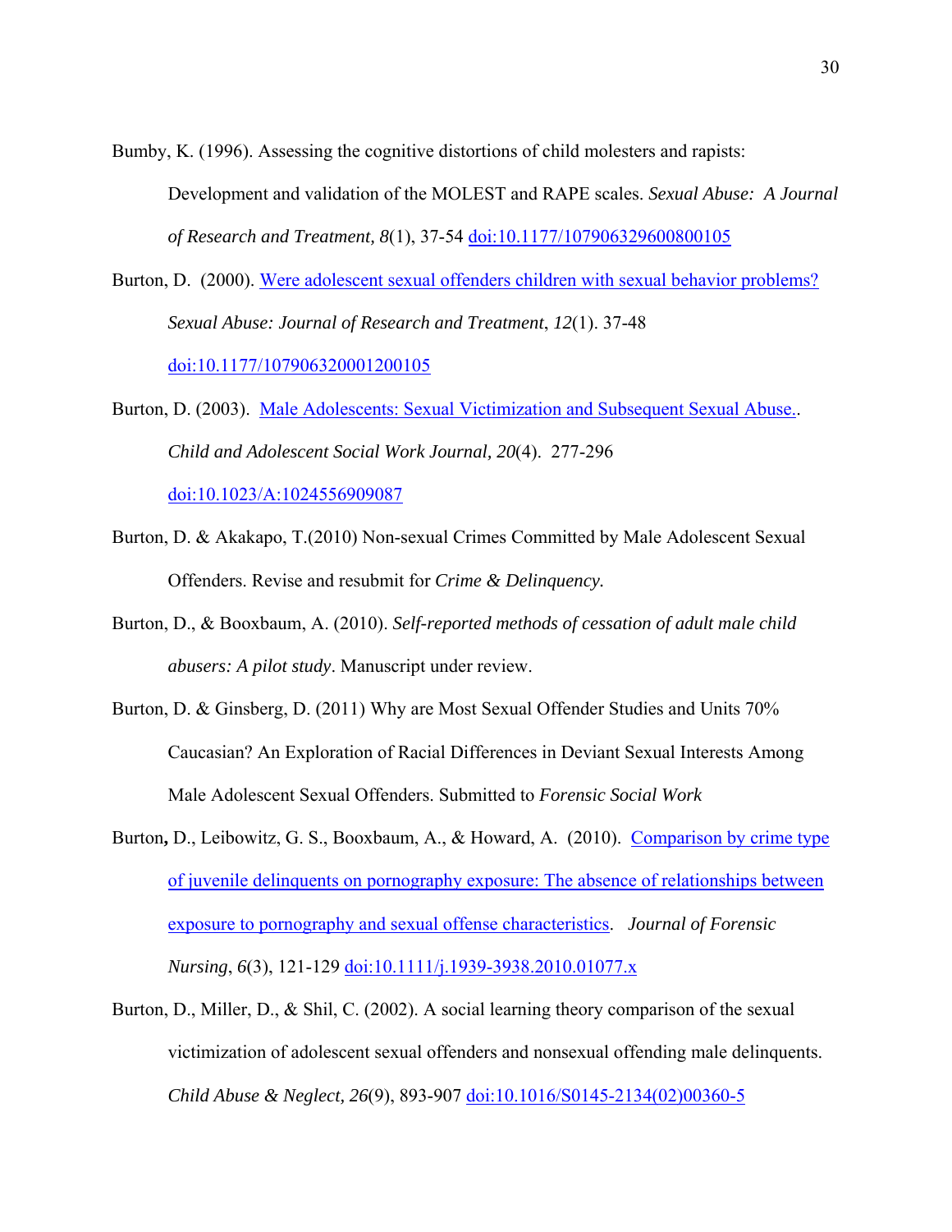Bumby, K. (1996). Assessing the cognitive distortions of child molesters and rapists: Development and validation of the MOLEST and RAPE scales. *Sexual Abuse: A Journal of Research and Treatment, 8*(1), 37-54 doi:10.1177/107906329600800105

Burton, D. (2000). Were adolescent sexual offenders children with sexual behavior problems? *Sexual Abuse: Journal of Research and Treatment*, *12*(1). 37-48 doi:10.1177/107906320001200105

Burton, D. (2003). Male Adolescents: Sexual Victimization and Subsequent Sexual Abuse.. *Child and Adolescent Social Work Journal, 20*(4). 277-296 doi:10.1023/A:1024556909087

Burton, D. & Akakapo, T.(2010) Non-sexual Crimes Committed by Male Adolescent Sexual Offenders. Revise and resubmit for *Crime & Delinquency.*

Burton, D., & Booxbaum, A. (2010). *Self-reported methods of cessation of adult male child abusers: A pilot study*. Manuscript under review.

Burton, D. & Ginsberg, D. (2011) Why are Most Sexual Offender Studies and Units 70% Caucasian? An Exploration of Racial Differences in Deviant Sexual Interests Among Male Adolescent Sexual Offenders. Submitted to *Forensic Social Work*

Burton**,** D., Leibowitz, G. S., Booxbaum, A., & Howard, A. (2010). Comparison by crime type of juvenile delinquents on pornography exposure: The absence of relationships between exposure to pornography and sexual offense characteristics. *Journal of Forensic Nursing*, *6*(3), 121-129 doi:10.1111/j.1939-3938.2010.01077.x

Burton, D., Miller, D., & Shil, C. (2002). A social learning theory comparison of the sexual victimization of adolescent sexual offenders and nonsexual offending male delinquents. *Child Abuse & Neglect, 26*(9), 893-907 doi:10.1016/S0145-2134(02)00360-5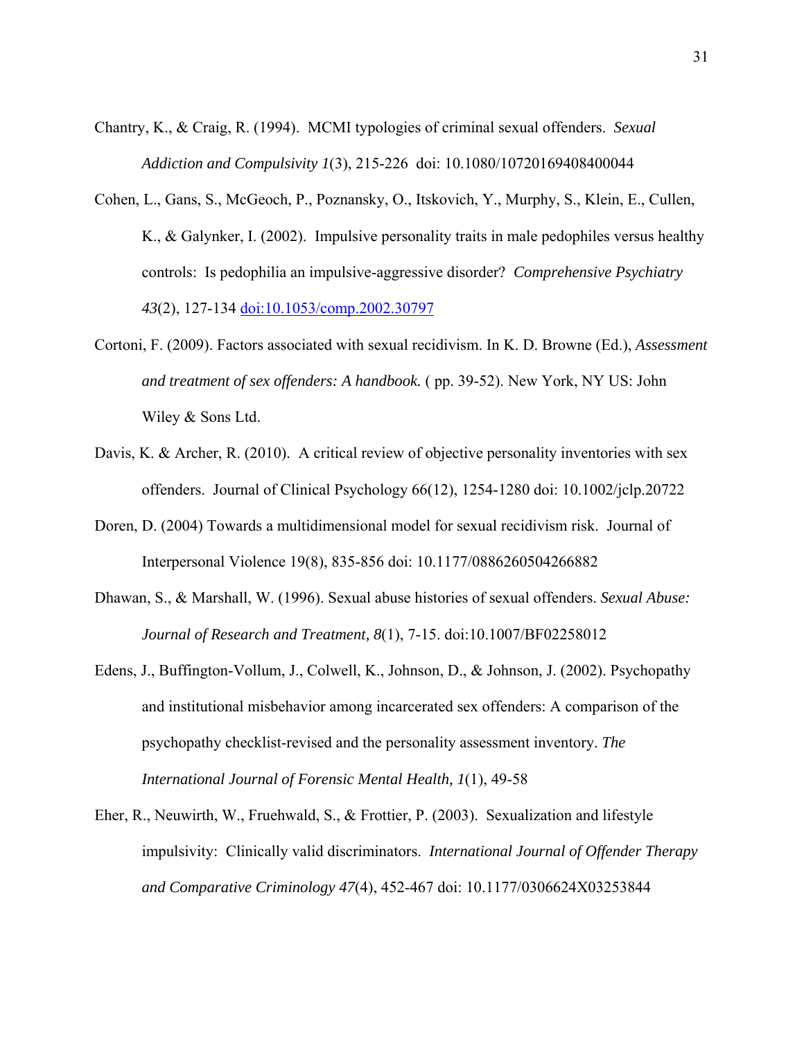Chantry, K., & Craig, R. (1994). MCMI typologies of criminal sexual offenders. *Sexual Addiction and Compulsivity 1*(3), 215-226 doi: 10.1080/10720169408400044

Cohen, L., Gans, S., McGeoch, P., Poznansky, O., Itskovich, Y., Murphy, S., Klein, E., Cullen, K., & Galynker, I. (2002). Impulsive personality traits in male pedophiles versus healthy controls: Is pedophilia an impulsive-aggressive disorder? *Comprehensive Psychiatry 43*(2), 127-134 doi:10.1053/comp.2002.30797

Cortoni, F. (2009). Factors associated with sexual recidivism. In K. D. Browne (Ed.), *Assessment and treatment of sex offenders: A handbook.* ( pp. 39-52). New York, NY US: John Wiley & Sons Ltd.

Davis, K. & Archer, R. (2010). A critical review of objective personality inventories with sex offenders. Journal of Clinical Psychology 66(12), 1254-1280 doi: 10.1002/jclp.20722

Doren, D. (2004) Towards a multidimensional model for sexual recidivism risk. Journal of Interpersonal Violence 19(8), 835-856 doi: 10.1177/0886260504266882

Dhawan, S., & Marshall, W. (1996). Sexual abuse histories of sexual offenders. *Sexual Abuse: Journal of Research and Treatment, 8*(1), 7-15. doi:10.1007/BF02258012

Edens, J., Buffington-Vollum, J., Colwell, K., Johnson, D., & Johnson, J. (2002). Psychopathy and institutional misbehavior among incarcerated sex offenders: A comparison of the psychopathy checklist-revised and the personality assessment inventory. *The International Journal of Forensic Mental Health, 1*(1), 49-58

Eher, R., Neuwirth, W., Fruehwald, S., & Frottier, P. (2003). Sexualization and lifestyle impulsivity: Clinically valid discriminators. *International Journal of Offender Therapy and Comparative Criminology 47*(4), 452-467 doi: 10.1177/0306624X03253844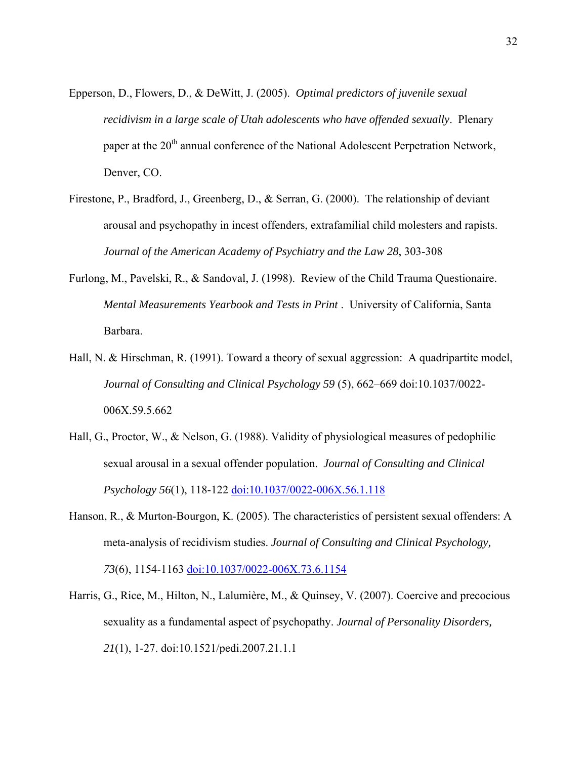Epperson, D., Flowers, D., & DeWitt, J. (2005). *Optimal predictors of juvenile sexual recidivism in a large scale of Utah adolescents who have offended sexually*. Plenary paper at the 20th annual conference of the National Adolescent Perpetration Network, Denver, CO.

Firestone, P., Bradford, J., Greenberg, D., & Serran, G. (2000). The relationship of deviant arousal and psychopathy in incest offenders, extrafamilial child molesters and rapists. *Journal of the American Academy of Psychiatry and the Law 28*, 303-308

Furlong, M., Pavelski, R., & Sandoval, J. (1998). Review of the Child Trauma Questionaire. *Mental Measurements Yearbook and Tests in Print* . University of California, Santa Barbara.

Hall, N. & Hirschman, R. (1991). Toward a theory of sexual aggression: A quadripartite model, *Journal of Consulting and Clinical Psychology 59* (5), 662–669 doi:10.1037/0022-006X.59.5.662

Hall, G., Proctor, W., & Nelson, G. (1988). Validity of physiological measures of pedophilic sexual arousal in a sexual offender population. *Journal of Consulting and Clinical Psychology 56*(1), 118-122 doi:10.1037/0022-006X.56.1.118

Hanson, R., & Murton-Bourgon, K. (2005). The characteristics of persistent sexual offenders: A meta-analysis of recidivism studies. *Journal of Consulting and Clinical Psychology, 73*(6), 1154-1163 doi:10.1037/0022-006X.73.6.1154

Harris, G., Rice, M., Hilton, N., Lalumière, M., & Quinsey, V. (2007). Coercive and precocious sexuality as a fundamental aspect of psychopathy. *Journal of Personality Disorders, 21*(1), 1-27. doi:10.1521/pedi.2007.21.1.1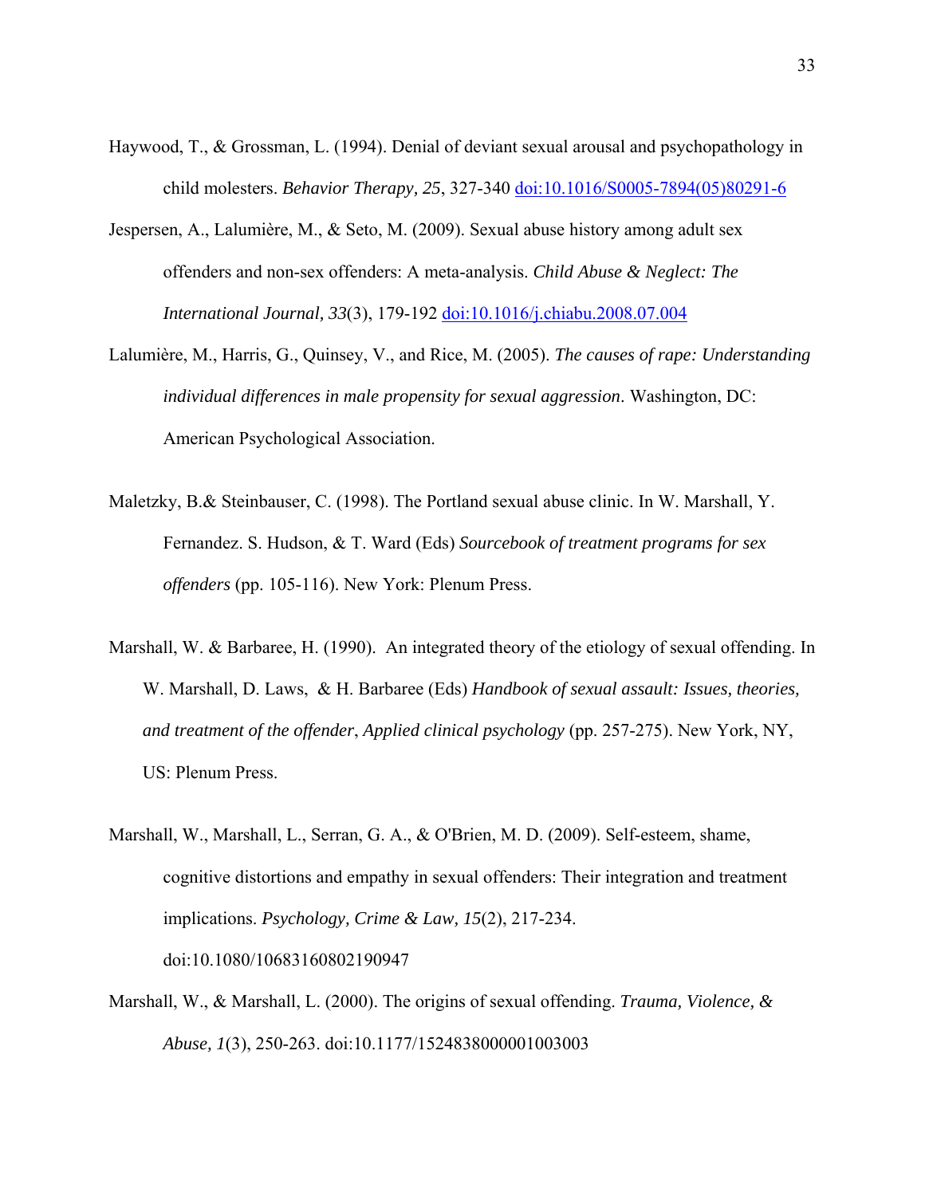Haywood, T., & Grossman, L. (1994). Denial of deviant sexual arousal and psychopathology in child molesters. *Behavior Therapy, 25*, 327-340 doi:10.1016/S0005-7894(05)80291-6

Jespersen, A., Lalumière, M., & Seto, M. (2009). Sexual abuse history among adult sex offenders and non-sex offenders: A meta-analysis. *Child Abuse & Neglect: The International Journal, 33*(3), 179-192 doi:10.1016/j.chiabu.2008.07.004

Lalumière, M., Harris, G., Quinsey, V., and Rice, M. (2005). *The causes of rape: Understanding individual differences in male propensity for sexual aggression*. Washington, DC: American Psychological Association.

Maletzky, B.& Steinbauser, C. (1998). The Portland sexual abuse clinic. In W. Marshall, Y. Fernandez. S. Hudson, & T. Ward (Eds) *Sourcebook of treatment programs for sex offenders* (pp. 105-116). New York: Plenum Press.

Marshall, W. & Barbaree, H. (1990). An integrated theory of the etiology of sexual offending. In W. Marshall, D. Laws, & H. Barbaree (Eds) *Handbook of sexual assault: Issues, theories, and treatment of the offender*, *Applied clinical psychology* (pp. 257-275). New York, NY, US: Plenum Press.

Marshall, W., Marshall, L., Serran, G. A., & O'Brien, M. D. (2009). Self-esteem, shame, cognitive distortions and empathy in sexual offenders: Their integration and treatment implications. *Psychology, Crime & Law, 15*(2), 217-234. doi:10.1080/10683160802190947

Marshall, W., & Marshall, L. (2000). The origins of sexual offending. *Trauma, Violence, & Abuse, 1*(3), 250-263. doi:10.1177/1524838000001003003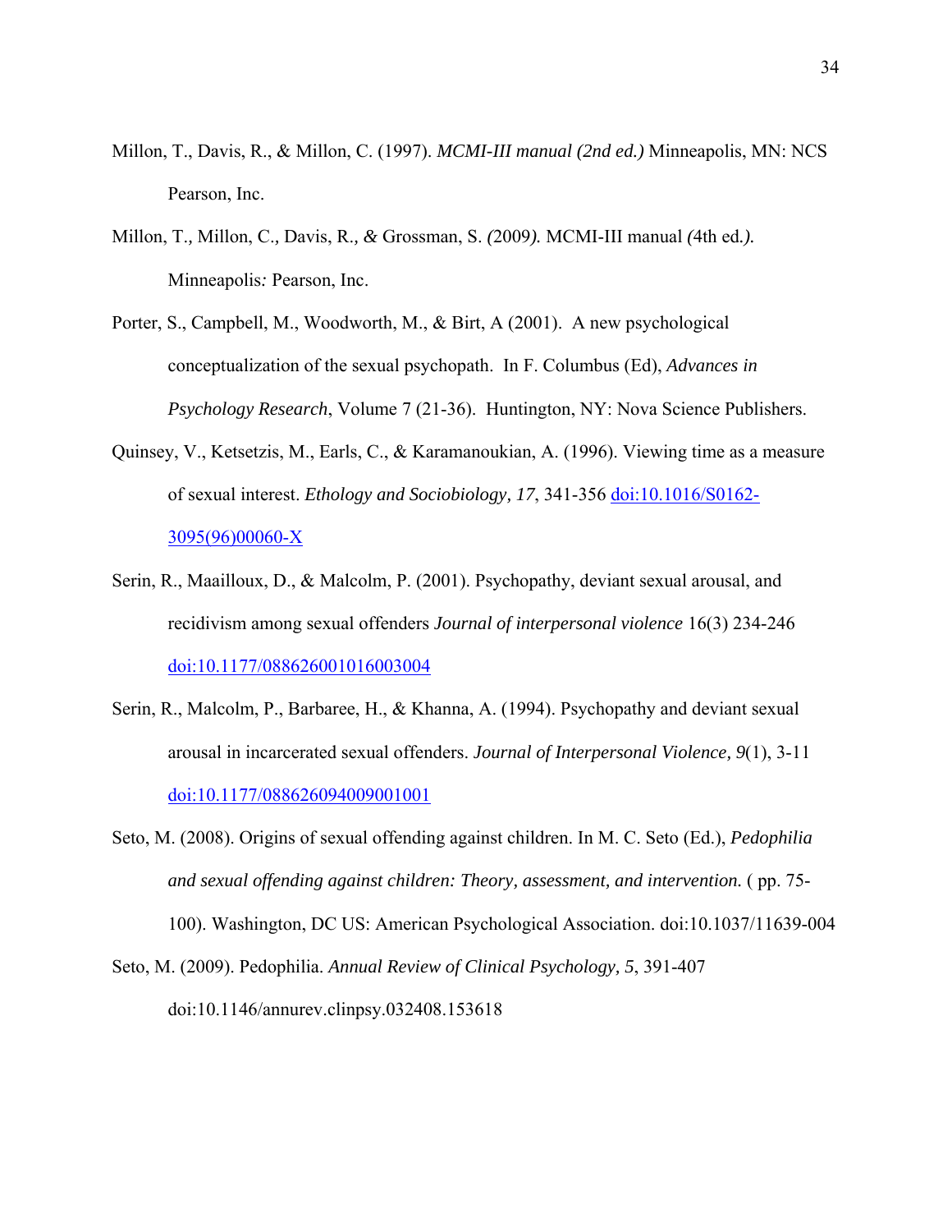Millon, T., Davis, R., & Millon, C. (1997). *MCMI-III manual (2nd ed.)* Minneapolis, MN: NCS Pearson, Inc.

Millon, T., Millon, C., Davis, R., & Grossman, S. (2009). MCMI-III manual (4th ed.). Minneapolis: Pearson, Inc.

Porter, S., Campbell, M., Woodworth, M., & Birt, A (2001). A new psychological conceptualization of the sexual psychopath. In F. Columbus (Ed), *Advances in Psychology Research*, Volume 7 (21-36). Huntington, NY: Nova Science Publishers.

Quinsey, V., Ketsetzis, M., Earls, C., & Karamanoukian, A. (1996). Viewing time as a measure of sexual interest. *Ethology and Sociobiology, 17*, 341-356 doi:10.1016/S0162-3095(96)00060-X

Serin, R., Maailloux, D., & Malcolm, P. (2001). Psychopathy, deviant sexual arousal, and recidivism among sexual offenders *Journal of interpersonal violence* 16(3) 234-246 doi:10.1177/088626001016003004

Serin, R., Malcolm, P., Barbaree, H., & Khanna, A. (1994). Psychopathy and deviant sexual arousal in incarcerated sexual offenders. *Journal of Interpersonal Violence, 9*(1), 3-11 doi:10.1177/088626094009001001

Seto, M. (2008). Origins of sexual offending against children. In M. C. Seto (Ed.), *Pedophilia and sexual offending against children: Theory, assessment, and intervention.* ( pp. 75-100). Washington, DC US: American Psychological Association. doi:10.1037/11639-004

Seto, M. (2009). Pedophilia. *Annual Review of Clinical Psychology, 5*, 391-407 doi:10.1146/annurev.clinpsy.032408.153618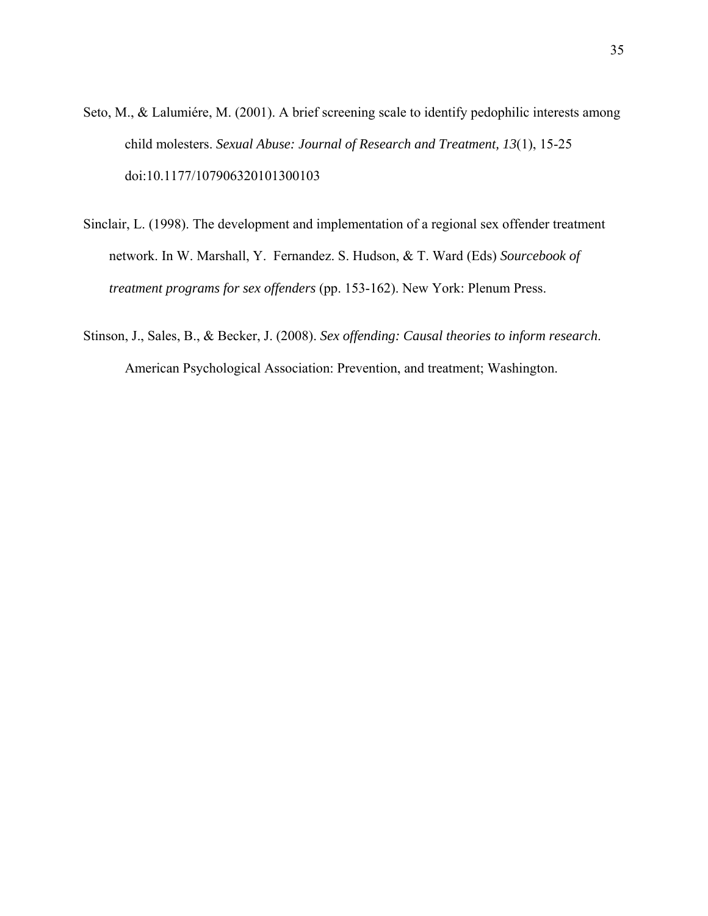Seto, M., & Lalumiére, M. (2001). A brief screening scale to identify pedophilic interests among child molesters. *Sexual Abuse: Journal of Research and Treatment, 13*(1), 15-25 doi:10.1177/107906320101300103

Sinclair, L. (1998). The development and implementation of a regional sex offender treatment network. In W. Marshall, Y. Fernandez. S. Hudson, & T. Ward (Eds) *Sourcebook of treatment programs for sex offenders* (pp. 153-162). New York: Plenum Press.

Stinson, J., Sales, B., & Becker, J. (2008). *Sex offending: Causal theories to inform research*. American Psychological Association: Prevention, and treatment; Washington.